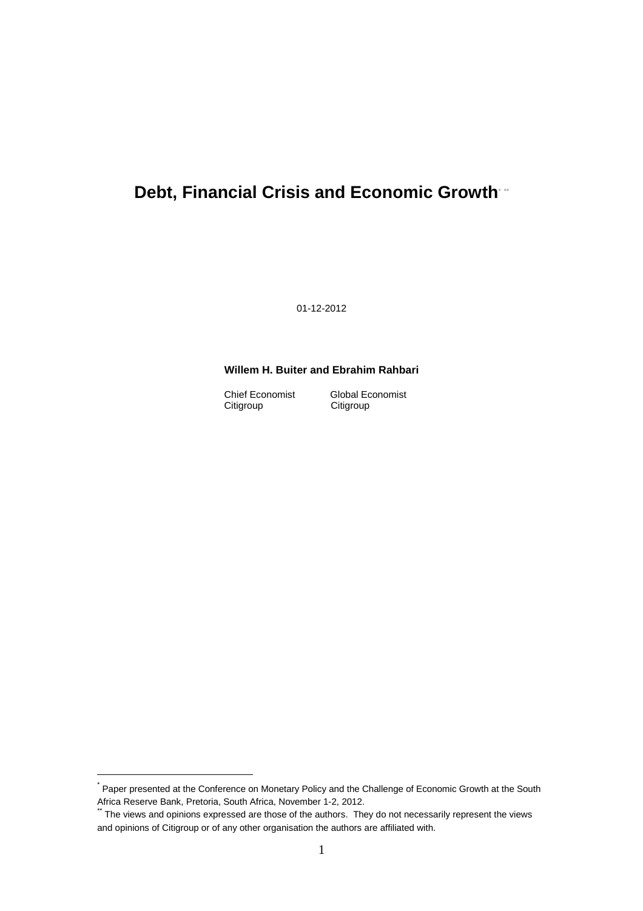# Debt, Financial Crisis and Economic Growth[*] [**]

01-12-2012

**Willem H. Buiter and Ebrahim Rahbari**

| Chief Economist | Global Economist |
|---|---|
| Citigroup | Citigroup |

---

[*] Paper presented at the Conference on Monetary Policy and the Challenge of Economic Growth at the South Africa Reserve Bank, Pretoria, South Africa, November 1-2, 2012.

[**] The views and opinions expressed are those of the authors. They do not necessarily represent the views and opinions of Citigroup or of any other organisation the authors are affiliated with.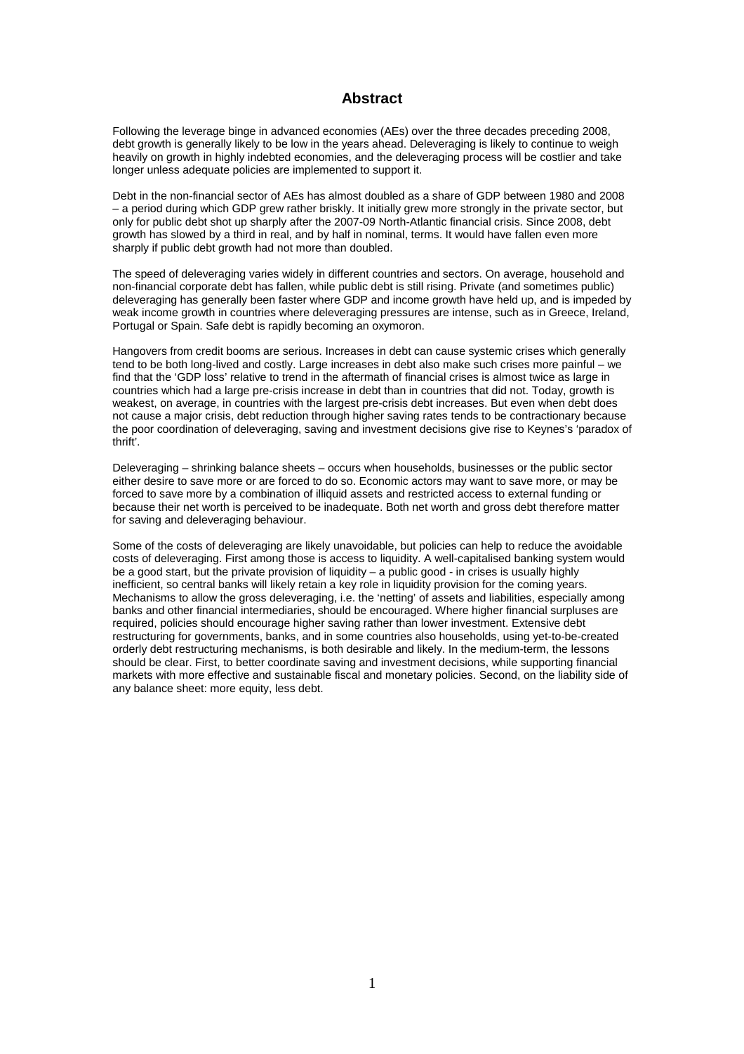# Abstract

Following the leverage binge in advanced economies (AEs) over the three decades preceding 2008, debt growth is generally likely to be low in the years ahead. Deleveraging is likely to continue to weigh heavily on growth in highly indebted economies, and the deleveraging process will be costlier and take longer unless adequate policies are implemented to support it.

Debt in the non-financial sector of AEs has almost doubled as a share of GDP between 1980 and 2008 – a period during which GDP grew rather briskly. It initially grew more strongly in the private sector, but only for public debt shot up sharply after the 2007-09 North-Atlantic financial crisis. Since 2008, debt growth has slowed by a third in real, and by half in nominal, terms. It would have fallen even more sharply if public debt growth had not more than doubled.

The speed of deleveraging varies widely in different countries and sectors. On average, household and non-financial corporate debt has fallen, while public debt is still rising. Private (and sometimes public) deleveraging has generally been faster where GDP and income growth have held up, and is impeded by weak income growth in countries where deleveraging pressures are intense, such as in Greece, Ireland, Portugal or Spain. Safe debt is rapidly becoming an oxymoron.

Hangovers from credit booms are serious. Increases in debt can cause systemic crises which generally tend to be both long-lived and costly. Large increases in debt also make such crises more painful – we find that the 'GDP loss' relative to trend in the aftermath of financial crises is almost twice as large in countries which had a large pre-crisis increase in debt than in countries that did not. Today, growth is weakest, on average, in countries with the largest pre-crisis debt increases. But even when debt does not cause a major crisis, debt reduction through higher saving rates tends to be contractionary because the poor coordination of deleveraging, saving and investment decisions give rise to Keynes's 'paradox of thrift'.

Deleveraging – shrinking balance sheets – occurs when households, businesses or the public sector either desire to save more or are forced to do so. Economic actors may want to save more, or may be forced to save more by a combination of illiquid assets and restricted access to external funding or because their net worth is perceived to be inadequate. Both net worth and gross debt therefore matter for saving and deleveraging behaviour.

Some of the costs of deleveraging are likely unavoidable, but policies can help to reduce the avoidable costs of deleveraging. First among those is access to liquidity. A well-capitalised banking system would be a good start, but the private provision of liquidity – a public good - in crises is usually highly inefficient, so central banks will likely retain a key role in liquidity provision for the coming years. Mechanisms to allow the gross deleveraging, i.e. the 'netting' of assets and liabilities, especially among banks and other financial intermediaries, should be encouraged. Where higher financial surpluses are required, policies should encourage higher saving rather than lower investment. Extensive debt restructuring for governments, banks, and in some countries also households, using yet-to-be-created orderly debt restructuring mechanisms, is both desirable and likely. In the medium-term, the lessons should be clear. First, to better coordinate saving and investment decisions, while supporting financial markets with more effective and sustainable fiscal and monetary policies. Second, on the liability side of any balance sheet: more equity, less debt.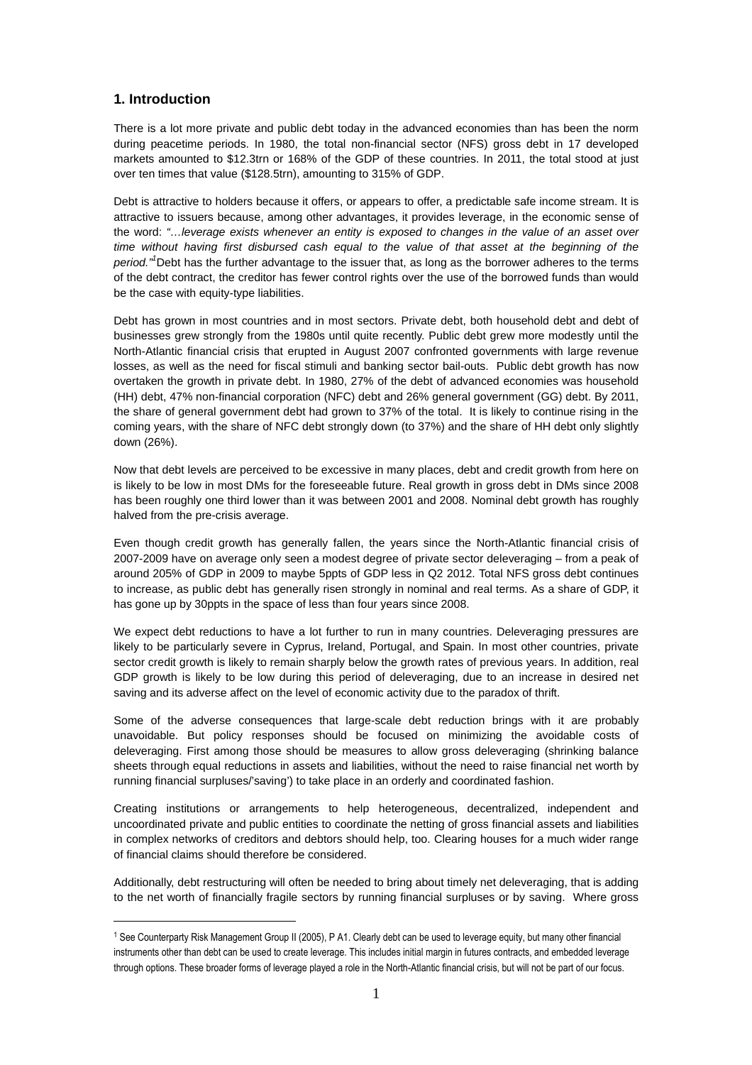## 1. Introduction

There is a lot more private and public debt today in the advanced economies than has been the norm during peacetime periods. In 1980, the total non-financial sector (NFS) gross debt in 17 developed markets amounted to $12.3trn or 168% of the GDP of these countries. In 2011, the total stood at just over ten times that value ($128.5trn), amounting to 315% of GDP.

Debt is attractive to holders because it offers, or appears to offer, a predictable safe income stream. It is attractive to issuers because, among other advantages, it provides leverage, in the economic sense of the word: *"…leverage exists whenever an entity is exposed to changes in the value of an asset over time without having first disbursed cash equal to the value of that asset at the beginning of the period."*[1] Debt has the further advantage to the issuer that, as long as the borrower adheres to the terms of the debt contract, the creditor has fewer control rights over the use of the borrowed funds than would be the case with equity-type liabilities.

Debt has grown in most countries and in most sectors. Private debt, both household debt and debt of businesses grew strongly from the 1980s until quite recently. Public debt grew more modestly until the North-Atlantic financial crisis that erupted in August 2007 confronted governments with large revenue losses, as well as the need for fiscal stimuli and banking sector bail-outs. Public debt growth has now overtaken the growth in private debt. In 1980, 27% of the debt of advanced economies was household (HH) debt, 47% non-financial corporation (NFC) debt and 26% general government (GG) debt. By 2011, the share of general government debt had grown to 37% of the total. It is likely to continue rising in the coming years, with the share of NFC debt strongly down (to 37%) and the share of HH debt only slightly down (26%).

Now that debt levels are perceived to be excessive in many places, debt and credit growth from here on is likely to be low in most DMs for the foreseeable future. Real growth in gross debt in DMs since 2008 has been roughly one third lower than it was between 2001 and 2008. Nominal debt growth has roughly halved from the pre-crisis average.

Even though credit growth has generally fallen, the years since the North-Atlantic financial crisis of 2007-2009 have on average only seen a modest degree of private sector deleveraging – from a peak of around 205% of GDP in 2009 to maybe 5ppts of GDP less in Q2 2012. Total NFS gross debt continues to increase, as public debt has generally risen strongly in nominal and real terms. As a share of GDP, it has gone up by 30ppts in the space of less than four years since 2008.

We expect debt reductions to have a lot further to run in many countries. Deleveraging pressures are likely to be particularly severe in Cyprus, Ireland, Portugal, and Spain. In most other countries, private sector credit growth is likely to remain sharply below the growth rates of previous years. In addition, real GDP growth is likely to be low during this period of deleveraging, due to an increase in desired net saving and its adverse affect on the level of economic activity due to the paradox of thrift.

Some of the adverse consequences that large-scale debt reduction brings with it are probably unavoidable. But policy responses should be focused on minimizing the avoidable costs of deleveraging. First among those should be measures to allow gross deleveraging (shrinking balance sheets through equal reductions in assets and liabilities, without the need to raise financial net worth by running financial surpluses/'saving') to take place in an orderly and coordinated fashion.

Creating institutions or arrangements to help heterogeneous, decentralized, independent and uncoordinated private and public entities to coordinate the netting of gross financial assets and liabilities in complex networks of creditors and debtors should help, too. Clearing houses for a much wider range of financial claims should therefore be considered.

Additionally, debt restructuring will often be needed to bring about timely net deleveraging, that is adding to the net worth of financially fragile sectors by running financial surpluses or by saving. Where gross

---

[1] See Counterparty Risk Management Group II (2005), P A1. Clearly debt can be used to leverage equity, but many other financial instruments other than debt can be used to create leverage. This includes initial margin in futures contracts, and embedded leverage through options. These broader forms of leverage played a role in the North-Atlantic financial crisis, but will not be part of our focus.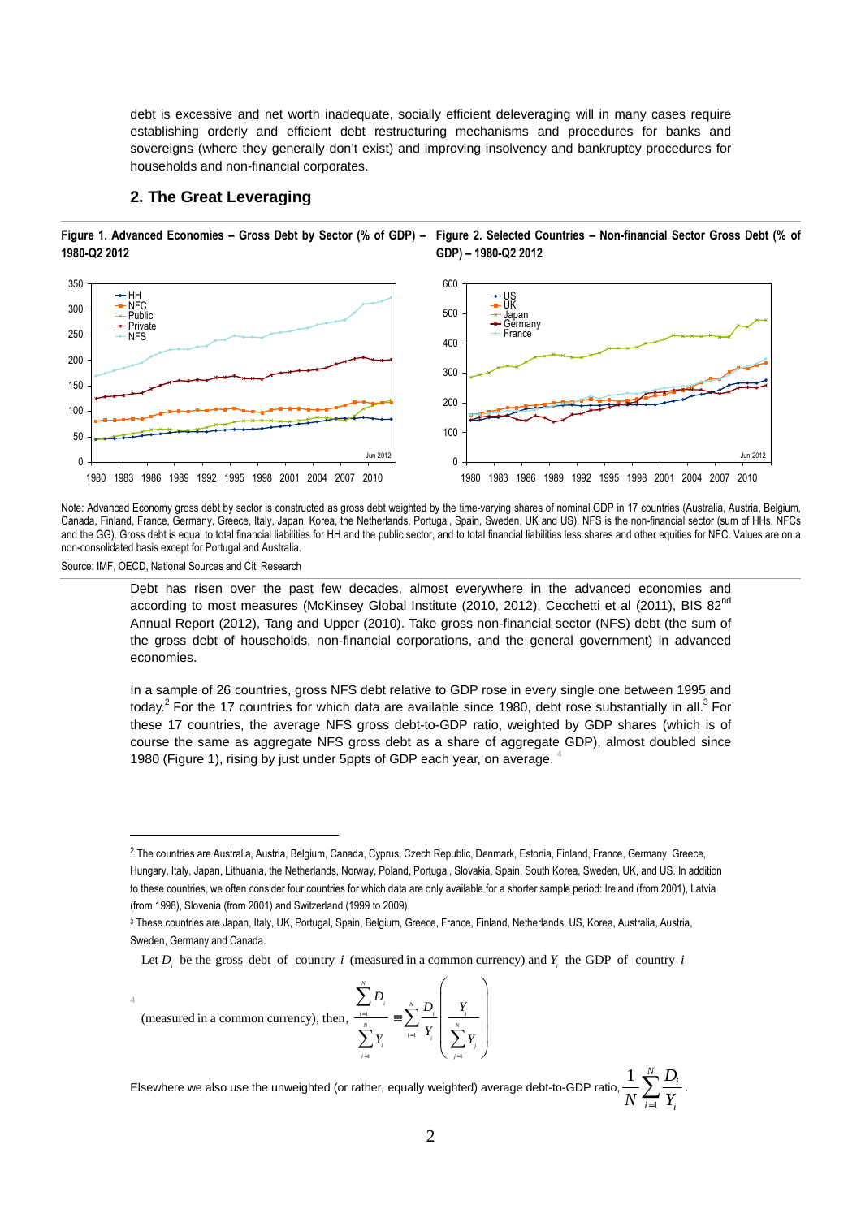debt is excessive and net worth inadequate, socially efficient deleveraging will in many cases require establishing orderly and efficient debt restructuring mechanisms and procedures for banks and sovereigns (where they generally don't exist) and improving insolvency and bankruptcy procedures for households and non-financial corporates.

## 2. The Great Leveraging

**Figure 1. Advanced Economies – Gross Debt by Sector (% of GDP) – 1980-Q2 2012**

**Figure 2. Selected Countries – Non-financial Sector Gross Debt (% of GDP) – 1980-Q2 2012**

Note: Advanced Economy gross debt by sector is constructed as gross debt weighted by the time-varying shares of nominal GDP in 17 countries (Australia, Austria, Belgium, Canada, Finland, France, Germany, Greece, Italy, Japan, Korea, the Netherlands, Portugal, Spain, Sweden, UK and US). NFS is the non-financial sector (sum of HHs, NFCs and the GG). Gross debt is equal to total financial liabilities for HH and the public sector, and to total financial liabilities less shares and other equities for NFC. Values are on a non-consolidated basis except for Portugal and Australia.

Source: IMF, OECD, National Sources and Citi Research

Debt has risen over the past few decades, almost everywhere in the advanced economies and according to most measures (McKinsey Global Institute (2010, 2012), Cecchetti et al (2011), BIS 82nd Annual Report (2012), Tang and Upper (2010). Take gross non-financial sector (NFS) debt (the sum of the gross debt of households, non-financial corporations, and the general government) in advanced economies.

In a sample of 26 countries, gross NFS debt relative to GDP rose in every single one between 1995 and today.[2] For the 17 countries for which data are available since 1980, debt rose substantially in all.[3] For these 17 countries, the average NFS gross debt-to-GDP ratio, weighted by GDP shares (which is of course the same as aggregate NFS gross debt as a share of aggregate GDP), almost doubled since 1980 (Figure 1), rising by just under 5ppts of GDP each year, on average.[4]

---

[2] The countries are Australia, Austria, Belgium, Canada, Cyprus, Czech Republic, Denmark, Estonia, Finland, France, Germany, Greece, Hungary, Italy, Japan, Lithuania, the Netherlands, Norway, Poland, Portugal, Slovakia, Spain, South Korea, Sweden, UK, and US. In addition to these countries, we often consider four countries for which data are only available for a shorter sample period: Ireland (from 2001), Latvia (from 1998), Slovenia (from 2001) and Switzerland (1999 to 2009).

[3] These countries are Japan, Italy, UK, Portugal, Spain, Belgium, Greece, France, Finland, Netherlands, US, Korea, Australia, Austria, Sweden, Germany and Canada.

[4] Let $D_i$ be the gross debt of country $i$ (measured in a common currency) and $Y_i$ the GDP of country $i$ (measured in a common currency), then,

$$\frac{\sum_{i=1}^{N} D_i}{\sum_{i=1}^{N} Y_i} \equiv \sum_{i=1}^{N} \frac{D_i}{Y_i}\left(\frac{Y_i}{\sum_{j=1}^{N} Y_j}\right)$$

Elsewhere we also use the unweighted (or rather, equally weighted) average debt-to-GDP ratio, $\frac{1}{N}\sum_{i=1}^{N}\frac{D_i}{Y_i}$.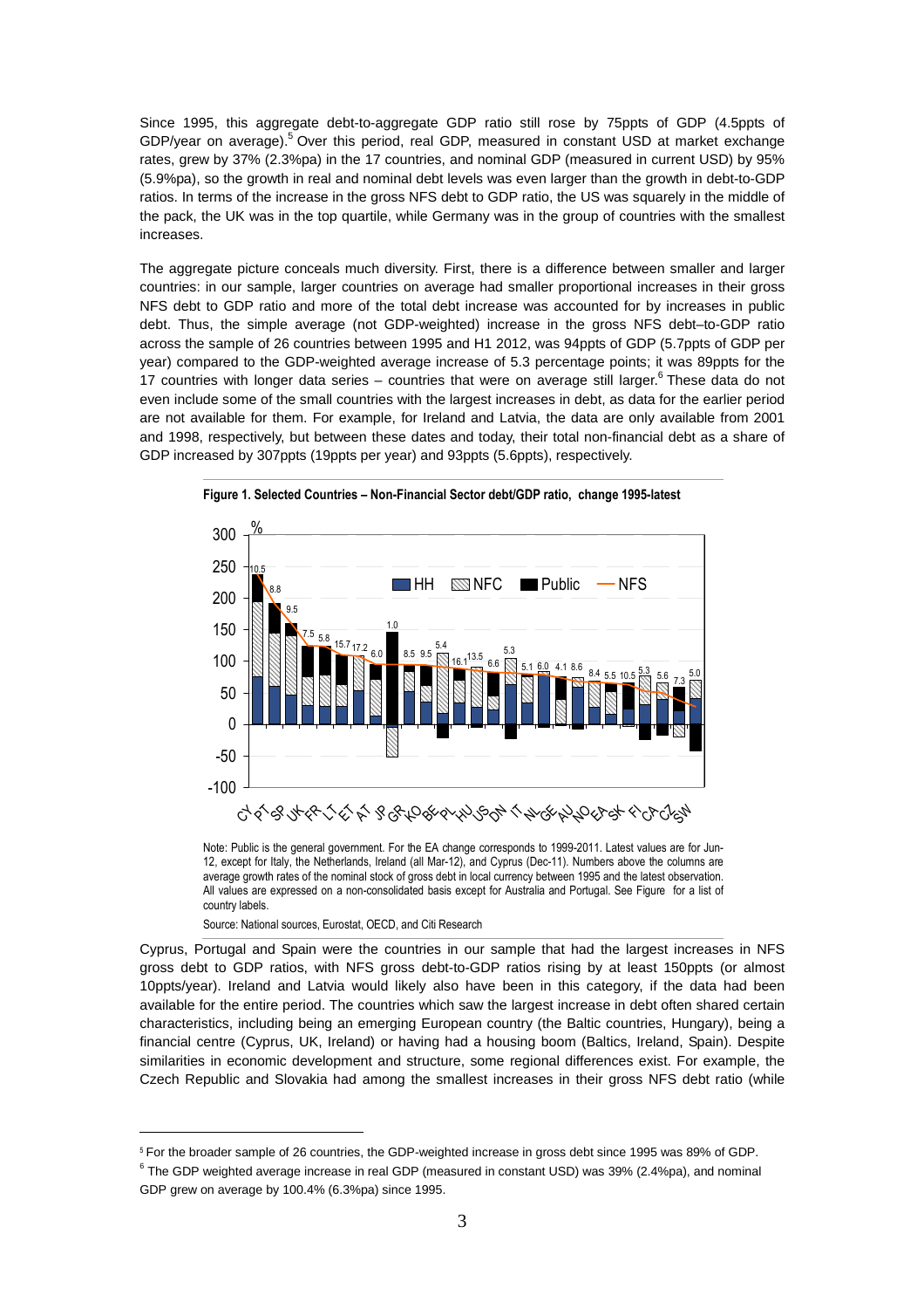Since 1995, this aggregate debt-to-aggregate GDP ratio still rose by 75ppts of GDP (4.5ppts of GDP/year on average).[5] Over this period, real GDP, measured in constant USD at market exchange rates, grew by 37% (2.3%pa) in the 17 countries, and nominal GDP (measured in current USD) by 95% (5.9%pa), so the growth in real and nominal debt levels was even larger than the growth in debt-to-GDP ratios. In terms of the increase in the gross NFS debt to GDP ratio, the US was squarely in the middle of the pack, the UK was in the top quartile, while Germany was in the group of countries with the smallest increases.

The aggregate picture conceals much diversity. First, there is a difference between smaller and larger countries: in our sample, larger countries on average had smaller proportional increases in their gross NFS debt to GDP ratio and more of the total debt increase was accounted for by increases in public debt. Thus, the simple average (not GDP-weighted) increase in the gross NFS debt–to-GDP ratio across the sample of 26 countries between 1995 and H1 2012, was 94ppts of GDP (5.7ppts of GDP per year) compared to the GDP-weighted average increase of 5.3 percentage points; it was 89ppts for the 17 countries with longer data series – countries that were on average still larger.[6] These data do not even include some of the small countries with the largest increases in debt, as data for the earlier period are not available for them. For example, for Ireland and Latvia, the data are only available from 2001 and 1998, respectively, but between these dates and today, their total non-financial debt as a share of GDP increased by 307ppts (19ppts per year) and 93ppts (5.6ppts), respectively.

**Figure 1. Selected Countries – Non-Financial Sector debt/GDP ratio, change 1995-latest**

Note: Public is the general government. For the EA change corresponds to 1999-2011. Latest values are for Jun-12, except for Italy, the Netherlands, Ireland (all Mar-12), and Cyprus (Dec-11). Numbers above the columns are average growth rates of the nominal stock of gross debt in local currency between 1995 and the latest observation. All values are expressed on a non-consolidated basis except for Australia and Portugal. See Figure for a list of country labels.

Source: National sources, Eurostat, OECD, and Citi Research

Cyprus, Portugal and Spain were the countries in our sample that had the largest increases in NFS gross debt to GDP ratios, with NFS gross debt-to-GDP ratios rising by at least 150ppts (or almost 10ppts/year). Ireland and Latvia would likely also have been in this category, if the data had been available for the entire period. The countries which saw the largest increase in debt often shared certain characteristics, including being an emerging European country (the Baltic countries, Hungary), being a financial centre (Cyprus, UK, Ireland) or having had a housing boom (Baltics, Ireland, Spain). Despite similarities in economic development and structure, some regional differences exist. For example, the Czech Republic and Slovakia had among the smallest increases in their gross NFS debt ratio (while

[5] For the broader sample of 26 countries, the GDP-weighted increase in gross debt since 1995 was 89% of GDP.

[6] The GDP weighted average increase in real GDP (measured in constant USD) was 39% (2.4%pa), and nominal GDP grew on average by 100.4% (6.3%pa) since 1995.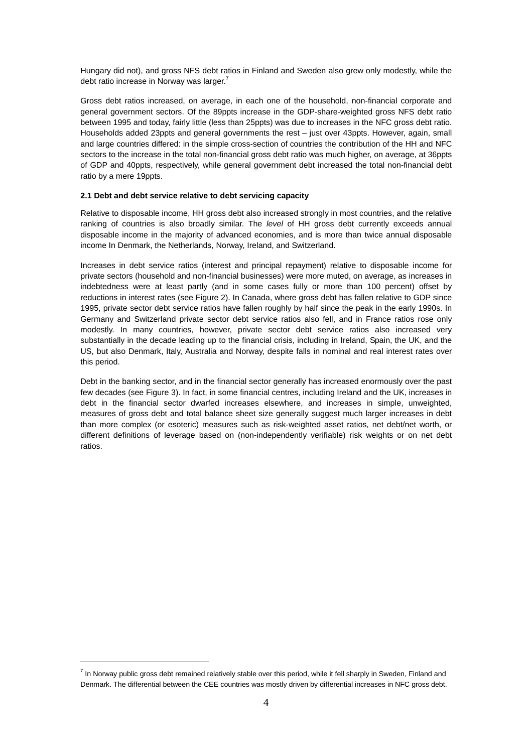Hungary did not), and gross NFS debt ratios in Finland and Sweden also grew only modestly, while the debt ratio increase in Norway was larger.[7]

Gross debt ratios increased, on average, in each one of the household, non-financial corporate and general government sectors. Of the 89ppts increase in the GDP-share-weighted gross NFS debt ratio between 1995 and today, fairly little (less than 25ppts) was due to increases in the NFC gross debt ratio. Households added 23ppts and general governments the rest – just over 43ppts. However, again, small and large countries differed: in the simple cross-section of countries the contribution of the HH and NFC sectors to the increase in the total non-financial gross debt ratio was much higher, on average, at 36ppts of GDP and 40ppts, respectively, while general government debt increased the total non-financial debt ratio by a mere 19ppts.

**2.1 Debt and debt service relative to debt servicing capacity**

Relative to disposable income, HH gross debt also increased strongly in most countries, and the relative ranking of countries is also broadly similar. The *level* of HH gross debt currently exceeds annual disposable income in the majority of advanced economies, and is more than twice annual disposable income In Denmark, the Netherlands, Norway, Ireland, and Switzerland.

Increases in debt service ratios (interest and principal repayment) relative to disposable income for private sectors (household and non-financial businesses) were more muted, on average, as increases in indebtedness were at least partly (and in some cases fully or more than 100 percent) offset by reductions in interest rates (see Figure 2). In Canada, where gross debt has fallen relative to GDP since 1995, private sector debt service ratios have fallen roughly by half since the peak in the early 1990s. In Germany and Switzerland private sector debt service ratios also fell, and in France ratios rose only modestly. In many countries, however, private sector debt service ratios also increased very substantially in the decade leading up to the financial crisis, including in Ireland, Spain, the UK, and the US, but also Denmark, Italy, Australia and Norway, despite falls in nominal and real interest rates over this period.

Debt in the banking sector, and in the financial sector generally has increased enormously over the past few decades (see Figure 3). In fact, in some financial centres, including Ireland and the UK, increases in debt in the financial sector dwarfed increases elsewhere, and increases in simple, unweighted, measures of gross debt and total balance sheet size generally suggest much larger increases in debt than more complex (or esoteric) measures such as risk-weighted asset ratios, net debt/net worth, or different definitions of leverage based on (non-independently verifiable) risk weights or on net debt ratios.

---

[7] In Norway public gross debt remained relatively stable over this period, while it fell sharply in Sweden, Finland and Denmark. The differential between the CEE countries was mostly driven by differential increases in NFC gross debt.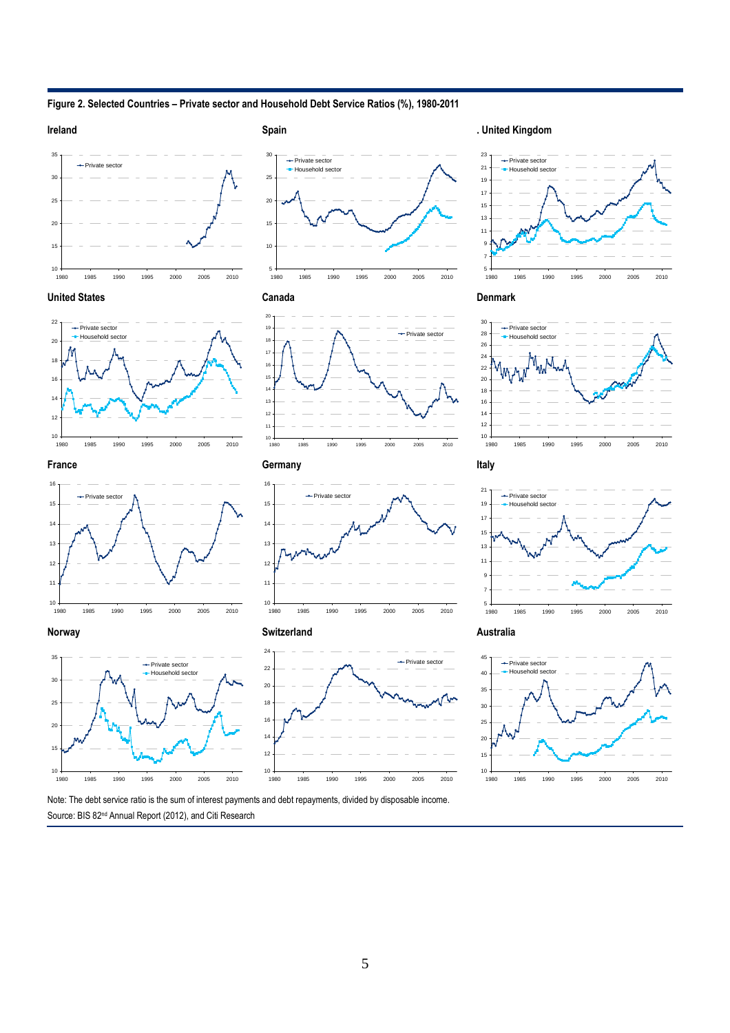**Figure 2. Selected Countries – Private sector and Household Debt Service Ratios (%), 1980-2011**

Note: The debt service ratio is the sum of interest payments and debt repayments, divided by disposable income.

Source: BIS 82nd Annual Report (2012), and Citi Research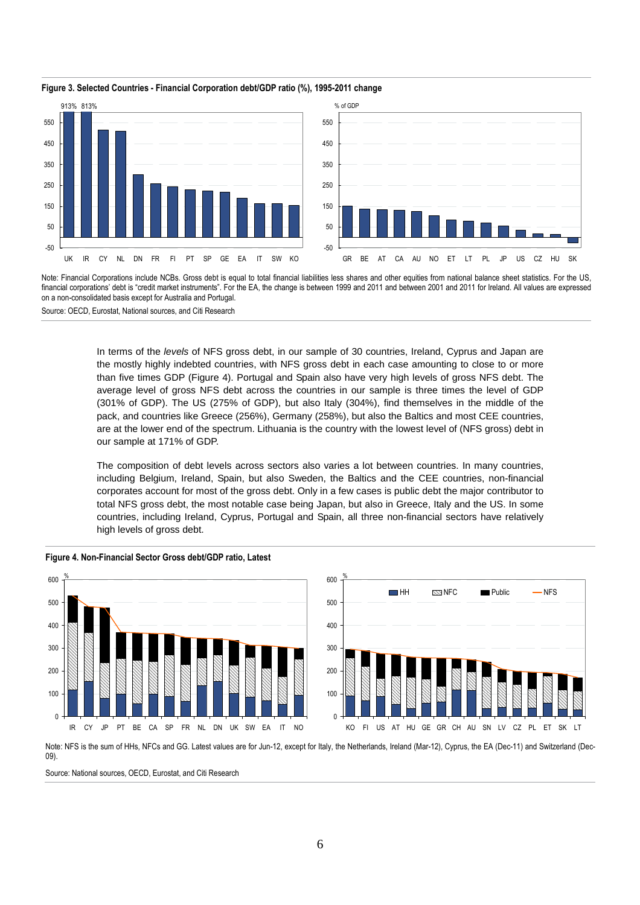**Figure 3. Selected Countries - Financial Corporation debt/GDP ratio (%), 1995-2011 change**

Note: Financial Corporations include NCBs. Gross debt is equal to total financial liabilities less shares and other equities from national balance sheet statistics. For the US, financial corporations' debt is "credit market instruments". For the EA, the change is between 1999 and 2011 and between 2001 and 2011 for Ireland. All values are expressed on a non-consolidated basis except for Australia and Portugal.

Source: OECD, Eurostat, National sources, and Citi Research

In terms of the *levels* of NFS gross debt, in our sample of 30 countries, Ireland, Cyprus and Japan are the mostly highly indebted countries, with NFS gross debt in each case amounting to close to or more than five times GDP (Figure 4). Portugal and Spain also have very high levels of gross NFS debt. The average level of gross NFS debt across the countries in our sample is three times the level of GDP (301% of GDP). The US (275% of GDP), but also Italy (304%), find themselves in the middle of the pack, and countries like Greece (256%), Germany (258%), but also the Baltics and most CEE countries, are at the lower end of the spectrum. Lithuania is the country with the lowest level of (NFS gross) debt in our sample at 171% of GDP.

The composition of debt levels across sectors also varies a lot between countries. In many countries, including Belgium, Ireland, Spain, but also Sweden, the Baltics and the CEE countries, non-financial corporates account for most of the gross debt. Only in a few cases is public debt the major contributor to total NFS gross debt, the most notable case being Japan, but also in Greece, Italy and the US. In some countries, including Ireland, Cyprus, Portugal and Spain, all three non-financial sectors have relatively high levels of gross debt.

**Figure 4. Non-Financial Sector Gross debt/GDP ratio, Latest**

Note: NFS is the sum of HHs, NFCs and GG. Latest values are for Jun-12, except for Italy, the Netherlands, Ireland (Mar-12), Cyprus, the EA (Dec-11) and Switzerland (Dec-09).

Source: National sources, OECD, Eurostat, and Citi Research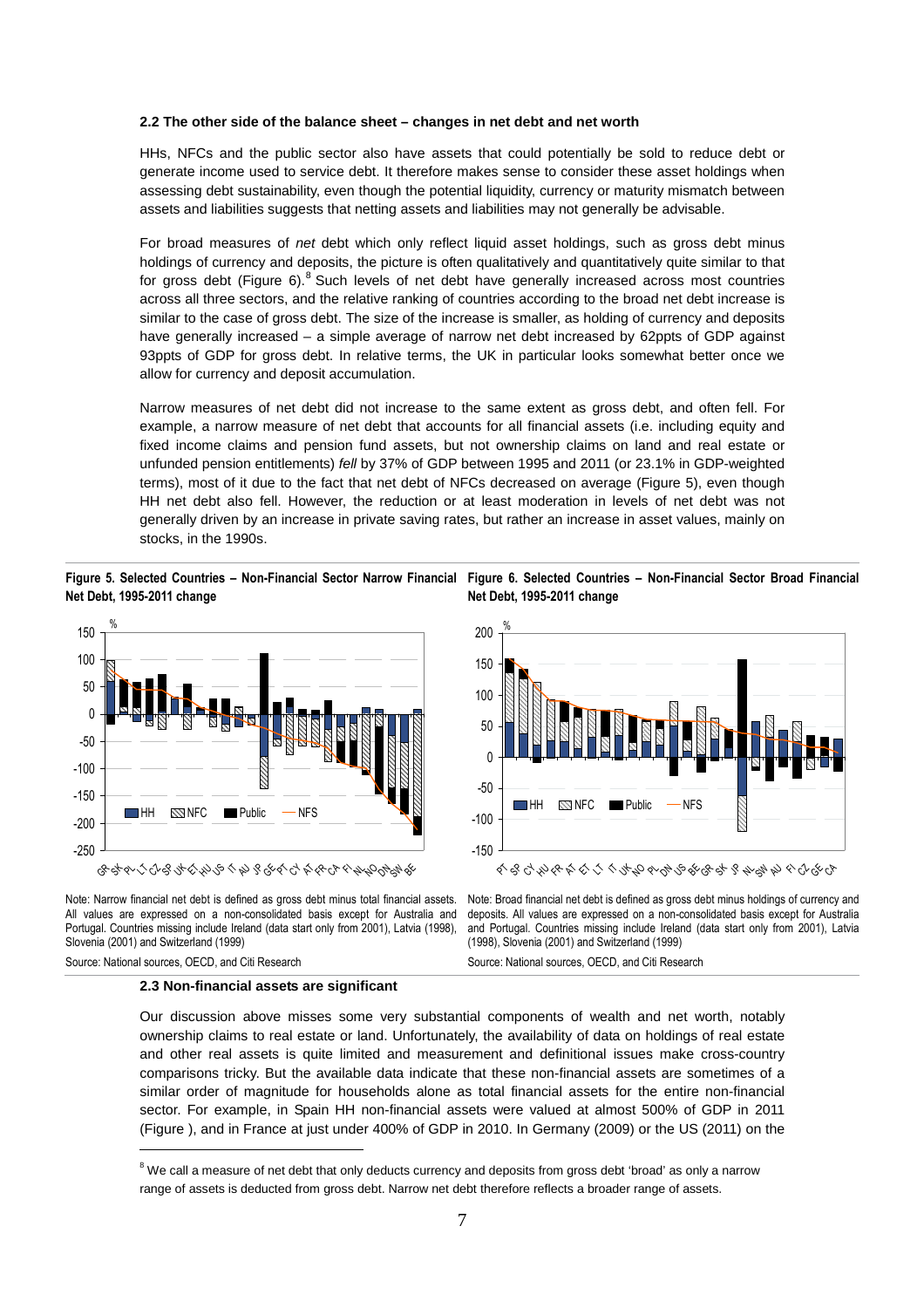### 2.2 The other side of the balance sheet – changes in net debt and net worth

HHs, NFCs and the public sector also have assets that could potentially be sold to reduce debt or generate income used to service debt. It therefore makes sense to consider these asset holdings when assessing debt sustainability, even though the potential liquidity, currency or maturity mismatch between assets and liabilities suggests that netting assets and liabilities may not generally be advisable.

For broad measures of *net* debt which only reflect liquid asset holdings, such as gross debt minus holdings of currency and deposits, the picture is often qualitatively and quantitatively quite similar to that for gross debt (Figure 6).[8] Such levels of net debt have generally increased across most countries across all three sectors, and the relative ranking of countries according to the broad net debt increase is similar to the case of gross debt. The size of the increase is smaller, as holding of currency and deposits have generally increased – a simple average of narrow net debt increased by 62ppts of GDP against 93ppts of GDP for gross debt. In relative terms, the UK in particular looks somewhat better once we allow for currency and deposit accumulation.

Narrow measures of net debt did not increase to the same extent as gross debt, and often fell. For example, a narrow measure of net debt that accounts for all financial assets (i.e. including equity and fixed income claims and pension fund assets, but not ownership claims on land and real estate or unfunded pension entitlements) *fell* by 37% of GDP between 1995 and 2011 (or 23.1% in GDP-weighted terms), most of it due to the fact that net debt of NFCs decreased on average (Figure 5), even though HH net debt also fell. However, the reduction or at least moderation in levels of net debt was not generally driven by an increase in private saving rates, but rather an increase in asset values, mainly on stocks, in the 1990s.

**Figure 5. Selected Countries – Non-Financial Sector Narrow Financial Net Debt, 1995-2011 change**

Note: Narrow financial net debt is defined as gross debt minus total financial assets. All values are expressed on a non-consolidated basis except for Australia and Portugal. Countries missing include Ireland (data start only from 2001), Latvia (1998), Slovenia (2001) and Switzerland (1999)

Source: National sources, OECD, and Citi Research

**Figure 6. Selected Countries – Non-Financial Sector Broad Financial Net Debt, 1995-2011 change**

Note: Broad financial net debt is defined as gross debt minus holdings of currency and deposits. All values are expressed on a non-consolidated basis except for Australia and Portugal. Countries missing include Ireland (data start only from 2001), Latvia (1998), Slovenia (2001) and Switzerland (1999)

Source: National sources, OECD, and Citi Research

### 2.3 Non-financial assets are significant

Our discussion above misses some very substantial components of wealth and net worth, notably ownership claims to real estate or land. Unfortunately, the availability of data on holdings of real estate and other real assets is quite limited and measurement and definitional issues make cross-country comparisons tricky. But the available data indicate that these non-financial assets are sometimes of a similar order of magnitude for households alone as total financial assets for the entire non-financial sector. For example, in Spain HH non-financial assets were valued at almost 500% of GDP in 2011 (Figure ), and in France at just under 400% of GDP in 2010. In Germany (2009) or the US (2011) on the

[8] We call a measure of net debt that only deducts currency and deposits from gross debt 'broad' as only a narrow range of assets is deducted from gross debt. Narrow net debt therefore reflects a broader range of assets.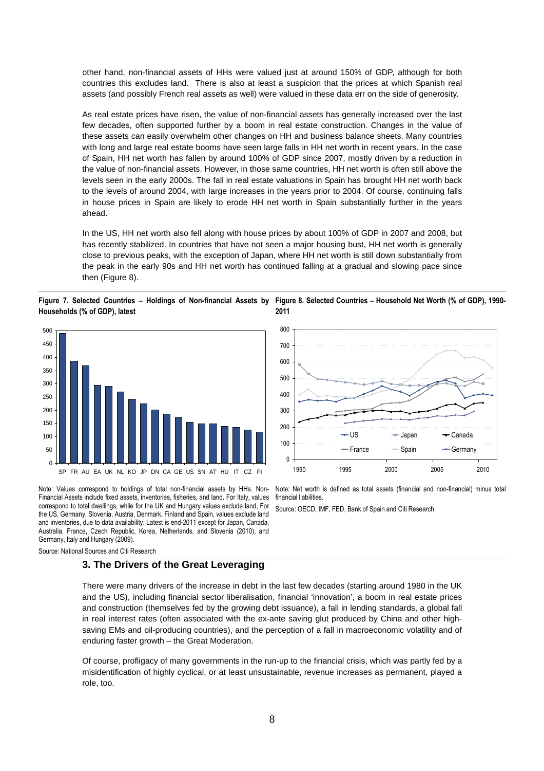other hand, non-financial assets of HHs were valued just at around 150% of GDP, although for both countries this excludes land. There is also at least a suspicion that the prices at which Spanish real assets (and possibly French real assets as well) were valued in these data err on the side of generosity.

As real estate prices have risen, the value of non-financial assets has generally increased over the last few decades, often supported further by a boom in real estate construction. Changes in the value of these assets can easily overwhelm other changes on HH and business balance sheets. Many countries with long and large real estate booms have seen large falls in HH net worth in recent years. In the case of Spain, HH net worth has fallen by around 100% of GDP since 2007, mostly driven by a reduction in the value of non-financial assets. However, in those same countries, HH net worth is often still above the levels seen in the early 2000s. The fall in real estate valuations in Spain has brought HH net worth back to the levels of around 2004, with large increases in the years prior to 2004. Of course, continuing falls in house prices in Spain are likely to erode HH net worth in Spain substantially further in the years ahead.

In the US, HH net worth also fell along with house prices by about 100% of GDP in 2007 and 2008, but has recently stabilized. In countries that have not seen a major housing bust, HH net worth is generally close to previous peaks, with the exception of Japan, where HH net worth is still down substantially from the peak in the early 90s and HH net worth has continued falling at a gradual and slowing pace since then (Figure 8).

**Figure 7. Selected Countries – Holdings of Non-financial Assets by Households (% of GDP), latest**

Note: Values correspond to holdings of total non-financial assets by HHs. Non-Financial Assets include fixed assets, inventories, fisheries, and land. For Italy, values correspond to total dwellings, while for the UK and Hungary values exclude land, For the US, Germany, Slovenia, Austria, Denmark, Finland and Spain, values exclude land and inventories, due to data availability. Latest is end-2011 except for Japan, Canada, Australia, France, Czech Republic, Korea, Netherlands, and Slovenia (2010), and Germany, Italy and Hungary (2009).

Source: National Sources and Citi Research

**Figure 8. Selected Countries – Household Net Worth (% of GDP), 1990-2011**

Note: Net worth is defined as total assets (financial and non-financial) minus total financial liabilities.

Source: OECD, IMF, FED, Bank of Spain and Citi Research

## 3. The Drivers of the Great Leveraging

There were many drivers of the increase in debt in the last few decades (starting around 1980 in the UK and the US), including financial sector liberalisation, financial 'innovation', a boom in real estate prices and construction (themselves fed by the growing debt issuance), a fall in lending standards, a global fall in real interest rates (often associated with the ex-ante saving glut produced by China and other high-saving EMs and oil-producing countries), and the perception of a fall in macroeconomic volatility and of enduring faster growth – the Great Moderation.

Of course, profligacy of many governments in the run-up to the financial crisis, which was partly fed by a misidentification of highly cyclical, or at least unsustainable, revenue increases as permanent, played a role, too.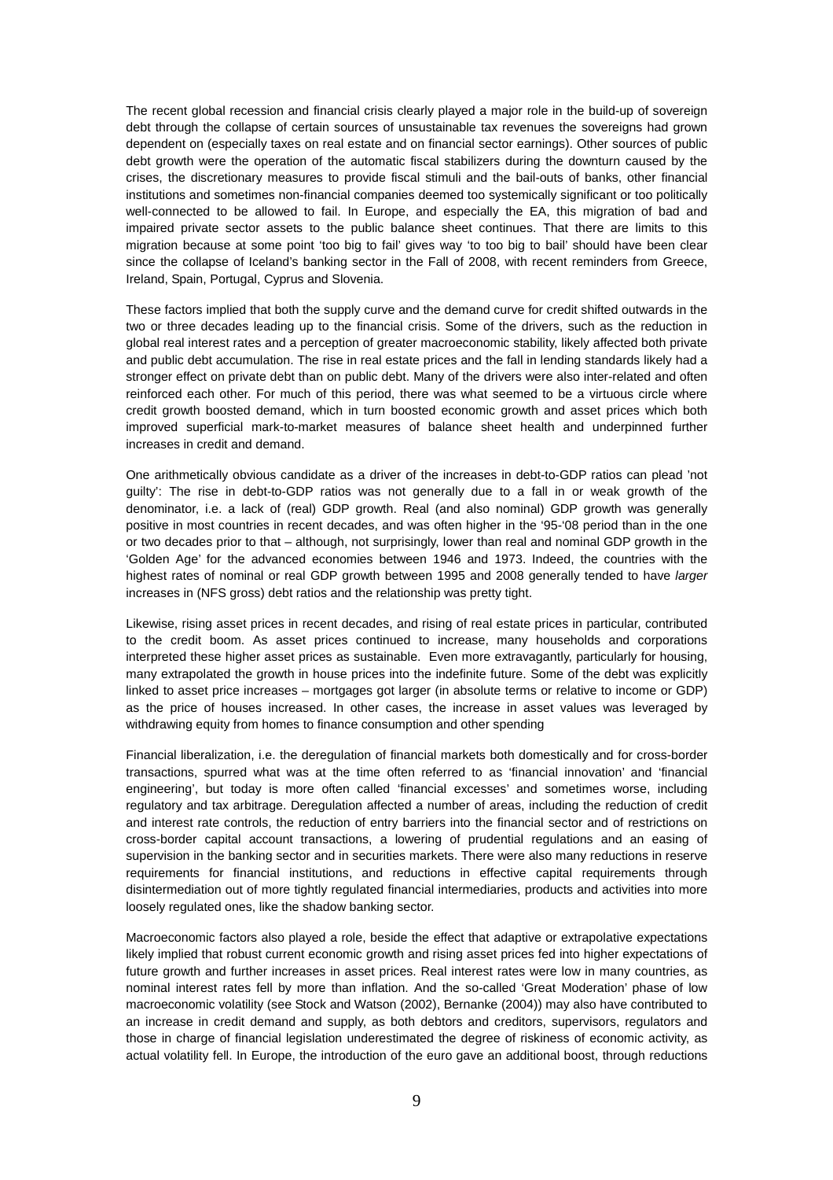The recent global recession and financial crisis clearly played a major role in the build-up of sovereign debt through the collapse of certain sources of unsustainable tax revenues the sovereigns had grown dependent on (especially taxes on real estate and on financial sector earnings). Other sources of public debt growth were the operation of the automatic fiscal stabilizers during the downturn caused by the crises, the discretionary measures to provide fiscal stimuli and the bail-outs of banks, other financial institutions and sometimes non-financial companies deemed too systemically significant or too politically well-connected to be allowed to fail. In Europe, and especially the EA, this migration of bad and impaired private sector assets to the public balance sheet continues. That there are limits to this migration because at some point 'too big to fail' gives way 'to too big to bail' should have been clear since the collapse of Iceland's banking sector in the Fall of 2008, with recent reminders from Greece, Ireland, Spain, Portugal, Cyprus and Slovenia.

These factors implied that both the supply curve and the demand curve for credit shifted outwards in the two or three decades leading up to the financial crisis. Some of the drivers, such as the reduction in global real interest rates and a perception of greater macroeconomic stability, likely affected both private and public debt accumulation. The rise in real estate prices and the fall in lending standards likely had a stronger effect on private debt than on public debt. Many of the drivers were also inter-related and often reinforced each other. For much of this period, there was what seemed to be a virtuous circle where credit growth boosted demand, which in turn boosted economic growth and asset prices which both improved superficial mark-to-market measures of balance sheet health and underpinned further increases in credit and demand.

One arithmetically obvious candidate as a driver of the increases in debt-to-GDP ratios can plead 'not guilty': The rise in debt-to-GDP ratios was not generally due to a fall in or weak growth of the denominator, i.e. a lack of (real) GDP growth. Real (and also nominal) GDP growth was generally positive in most countries in recent decades, and was often higher in the '95-'08 period than in the one or two decades prior to that – although, not surprisingly, lower than real and nominal GDP growth in the 'Golden Age' for the advanced economies between 1946 and 1973. Indeed, the countries with the highest rates of nominal or real GDP growth between 1995 and 2008 generally tended to have *larger* increases in (NFS gross) debt ratios and the relationship was pretty tight.

Likewise, rising asset prices in recent decades, and rising of real estate prices in particular, contributed to the credit boom. As asset prices continued to increase, many households and corporations interpreted these higher asset prices as sustainable. Even more extravagantly, particularly for housing, many extrapolated the growth in house prices into the indefinite future. Some of the debt was explicitly linked to asset price increases – mortgages got larger (in absolute terms or relative to income or GDP) as the price of houses increased. In other cases, the increase in asset values was leveraged by withdrawing equity from homes to finance consumption and other spending

Financial liberalization, i.e. the deregulation of financial markets both domestically and for cross-border transactions, spurred what was at the time often referred to as 'financial innovation' and 'financial engineering', but today is more often called 'financial excesses' and sometimes worse, including regulatory and tax arbitrage. Deregulation affected a number of areas, including the reduction of credit and interest rate controls, the reduction of entry barriers into the financial sector and of restrictions on cross-border capital account transactions, a lowering of prudential regulations and an easing of supervision in the banking sector and in securities markets. There were also many reductions in reserve requirements for financial institutions, and reductions in effective capital requirements through disintermediation out of more tightly regulated financial intermediaries, products and activities into more loosely regulated ones, like the shadow banking sector.

Macroeconomic factors also played a role, beside the effect that adaptive or extrapolative expectations likely implied that robust current economic growth and rising asset prices fed into higher expectations of future growth and further increases in asset prices. Real interest rates were low in many countries, as nominal interest rates fell by more than inflation. And the so-called 'Great Moderation' phase of low macroeconomic volatility (see Stock and Watson (2002), Bernanke (2004)) may also have contributed to an increase in credit demand and supply, as both debtors and creditors, supervisors, regulators and those in charge of financial legislation underestimated the degree of riskiness of economic activity, as actual volatility fell. In Europe, the introduction of the euro gave an additional boost, through reductions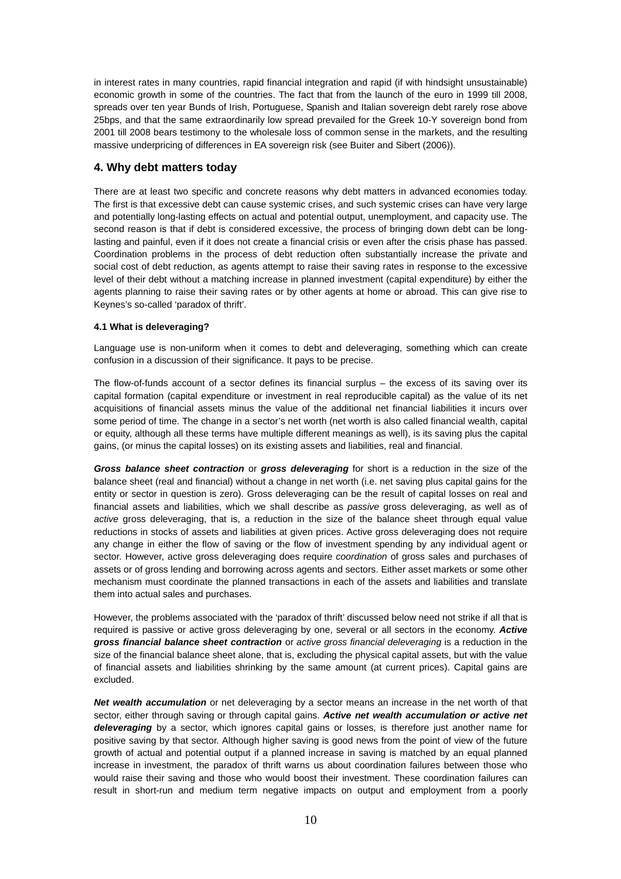in interest rates in many countries, rapid financial integration and rapid (if with hindsight unsustainable) economic growth in some of the countries. The fact that from the launch of the euro in 1999 till 2008, spreads over ten year Bunds of Irish, Portuguese, Spanish and Italian sovereign debt rarely rose above 25bps, and that the same extraordinarily low spread prevailed for the Greek 10-Y sovereign bond from 2001 till 2008 bears testimony to the wholesale loss of common sense in the markets, and the resulting massive underpricing of differences in EA sovereign risk (see Buiter and Sibert (2006)).

## 4. Why debt matters today

There are at least two specific and concrete reasons why debt matters in advanced economies today. The first is that excessive debt can cause systemic crises, and such systemic crises can have very large and potentially long-lasting effects on actual and potential output, unemployment, and capacity use. The second reason is that if debt is considered excessive, the process of bringing down debt can be long-lasting and painful, even if it does not create a financial crisis or even after the crisis phase has passed. Coordination problems in the process of debt reduction often substantially increase the private and social cost of debt reduction, as agents attempt to raise their saving rates in response to the excessive level of their debt without a matching increase in planned investment (capital expenditure) by either the agents planning to raise their saving rates or by other agents at home or abroad. This can give rise to Keynes's so-called 'paradox of thrift'.

### 4.1 What is deleveraging?

Language use is non-uniform when it comes to debt and deleveraging, something which can create confusion in a discussion of their significance. It pays to be precise.

The flow-of-funds account of a sector defines its financial surplus – the excess of its saving over its capital formation (capital expenditure or investment in real reproducible capital) as the value of its net acquisitions of financial assets minus the value of the additional net financial liabilities it incurs over some period of time. The change in a sector's net worth (net worth is also called financial wealth, capital or equity, although all these terms have multiple different meanings as well), is its saving plus the capital gains, (or minus the capital losses) on its existing assets and liabilities, real and financial.

***Gross balance sheet contraction*** or ***gross deleveraging*** for short is a reduction in the size of the balance sheet (real and financial) without a change in net worth (i.e. net saving plus capital gains for the entity or sector in question is zero). Gross deleveraging can be the result of capital losses on real and financial assets and liabilities, which we shall describe as *passive* gross deleveraging, as well as of *active* gross deleveraging, that is, a reduction in the size of the balance sheet through equal value reductions in stocks of assets and liabilities at given prices. Active gross deleveraging does not require any change in either the flow of saving or the flow of investment spending by any individual agent or sector. However, active gross deleveraging does require *coordination* of gross sales and purchases of assets or of gross lending and borrowing across agents and sectors. Either asset markets or some other mechanism must coordinate the planned transactions in each of the assets and liabilities and translate them into actual sales and purchases.

However, the problems associated with the 'paradox of thrift' discussed below need not strike if all that is required is passive or active gross deleveraging by one, several or all sectors in the economy. ***Active gross financial balance sheet contraction*** or *active gross financial deleveraging* is a reduction in the size of the financial balance sheet alone, that is, excluding the physical capital assets, but with the value of financial assets and liabilities shrinking by the same amount (at current prices). Capital gains are excluded.

***Net wealth accumulation*** or net deleveraging by a sector means an increase in the net worth of that sector, either through saving or through capital gains. ***Active net wealth accumulation or active net deleveraging*** by a sector, which ignores capital gains or losses, is therefore just another name for positive saving by that sector. Although higher saving is good news from the point of view of the future growth of actual and potential output if a planned increase in saving is matched by an equal planned increase in investment, the paradox of thrift warns us about coordination failures between those who would raise their saving and those who would boost their investment. These coordination failures can result in short-run and medium term negative impacts on output and employment from a poorly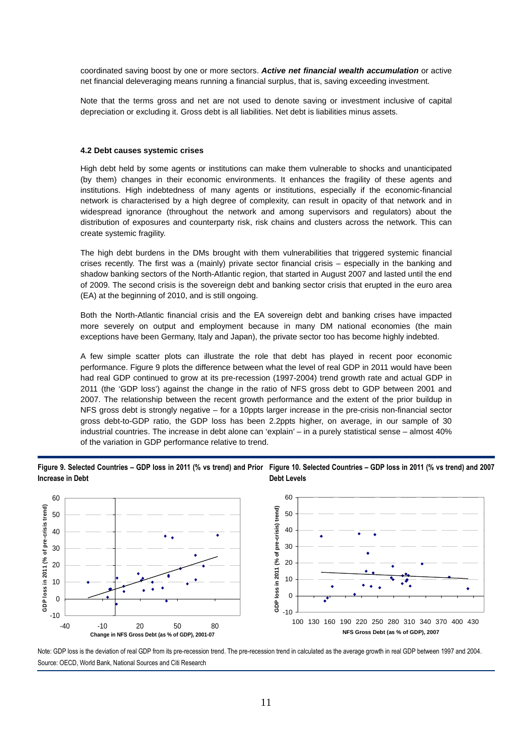coordinated saving boost by one or more sectors. ***Active net financial wealth accumulation*** or active net financial deleveraging means running a financial surplus, that is, saving exceeding investment.

Note that the terms gross and net are not used to denote saving or investment inclusive of capital depreciation or excluding it. Gross debt is all liabilities. Net debt is liabilities minus assets.

#### 4.2 Debt causes systemic crises

High debt held by some agents or institutions can make them vulnerable to shocks and unanticipated (by them) changes in their economic environments. It enhances the fragility of these agents and institutions. High indebtedness of many agents or institutions, especially if the economic-financial network is characterised by a high degree of complexity, can result in opacity of that network and in widespread ignorance (throughout the network and among supervisors and regulators) about the distribution of exposures and counterparty risk, risk chains and clusters across the network. This can create systemic fragility.

The high debt burdens in the DMs brought with them vulnerabilities that triggered systemic financial crises recently. The first was a (mainly) private sector financial crisis – especially in the banking and shadow banking sectors of the North-Atlantic region, that started in August 2007 and lasted until the end of 2009. The second crisis is the sovereign debt and banking sector crisis that erupted in the euro area (EA) at the beginning of 2010, and is still ongoing.

Both the North-Atlantic financial crisis and the EA sovereign debt and banking crises have impacted more severely on output and employment because in many DM national economies (the main exceptions have been Germany, Italy and Japan), the private sector too has become highly indebted.

A few simple scatter plots can illustrate the role that debt has played in recent poor economic performance. Figure 9 plots the difference between what the level of real GDP in 2011 would have been had real GDP continued to grow at its pre-recession (1997-2004) trend growth rate and actual GDP in 2011 (the 'GDP loss') against the change in the ratio of NFS gross debt to GDP between 2001 and 2007. The relationship between the recent growth performance and the extent of the prior buildup in NFS gross debt is strongly negative – for a 10ppts larger increase in the pre-crisis non-financial sector gross debt-to-GDP ratio, the GDP loss has been 2.2ppts higher, on average, in our sample of 30 industrial countries. The increase in debt alone can 'explain' – in a purely statistical sense – almost 40% of the variation in GDP performance relative to trend.

**Figure 9. Selected Countries – GDP loss in 2011 (% vs trend) and Prior Increase in Debt**

**Figure 10. Selected Countries – GDP loss in 2011 (% vs trend) and 2007 Debt Levels**

Note: GDP loss is the deviation of real GDP from its pre-recession trend. The pre-recession trend in calculated as the average growth in real GDP between 1997 and 2004.
Source: OECD, World Bank, National Sources and Citi Research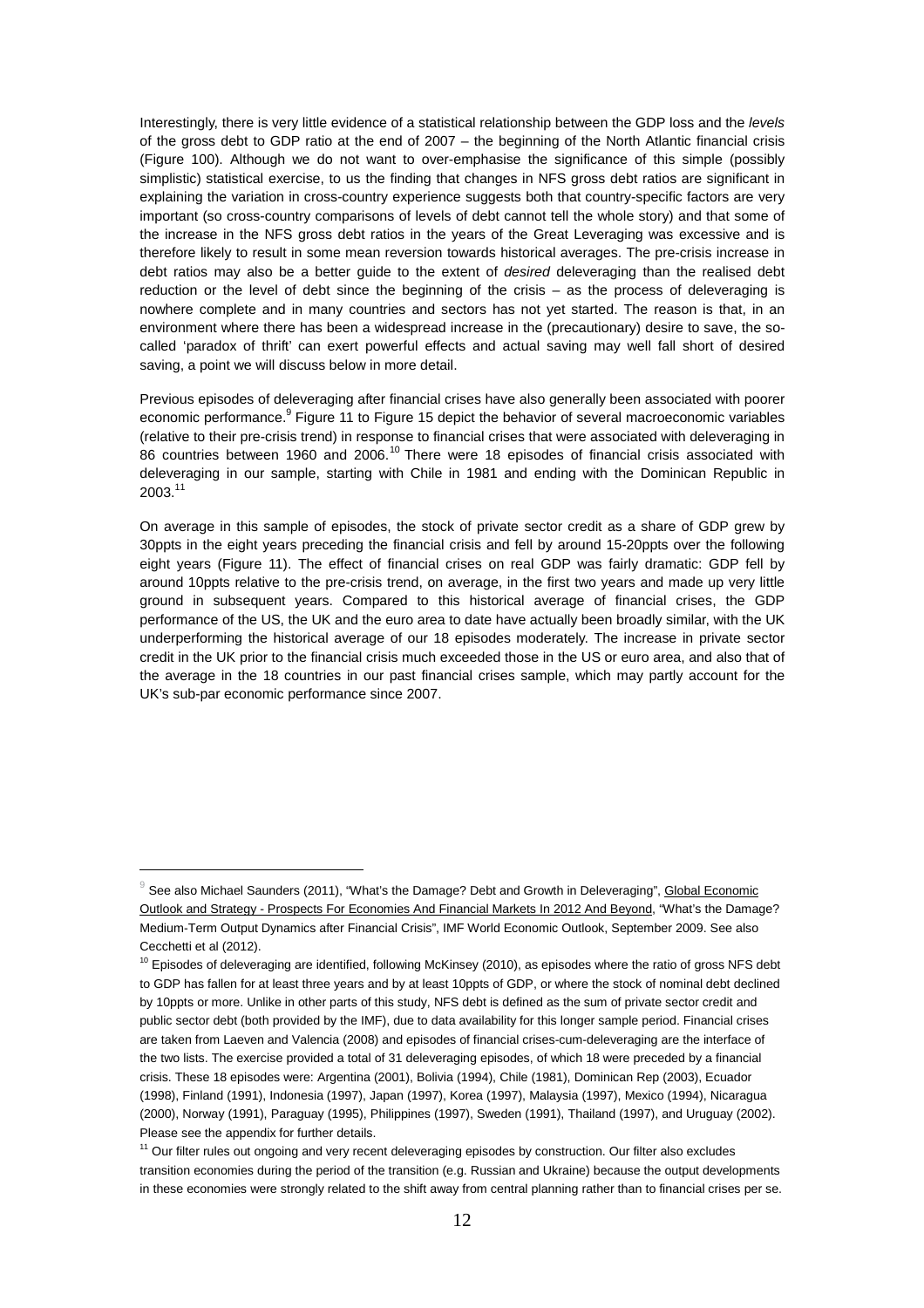Interestingly, there is very little evidence of a statistical relationship between the GDP loss and the *levels* of the gross debt to GDP ratio at the end of 2007 – the beginning of the North Atlantic financial crisis (Figure 100). Although we do not want to over-emphasise the significance of this simple (possibly simplistic) statistical exercise, to us the finding that changes in NFS gross debt ratios are significant in explaining the variation in cross-country experience suggests both that country-specific factors are very important (so cross-country comparisons of levels of debt cannot tell the whole story) and that some of the increase in the NFS gross debt ratios in the years of the Great Leveraging was excessive and is therefore likely to result in some mean reversion towards historical averages. The pre-crisis increase in debt ratios may also be a better guide to the extent of *desired* deleveraging than the realised debt reduction or the level of debt since the beginning of the crisis – as the process of deleveraging is nowhere complete and in many countries and sectors has not yet started. The reason is that, in an environment where there has been a widespread increase in the (precautionary) desire to save, the so-called 'paradox of thrift' can exert powerful effects and actual saving may well fall short of desired saving, a point we will discuss below in more detail.

Previous episodes of deleveraging after financial crises have also generally been associated with poorer economic performance.[9] Figure 11 to Figure 15 depict the behavior of several macroeconomic variables (relative to their pre-crisis trend) in response to financial crises that were associated with deleveraging in 86 countries between 1960 and 2006.[10] There were 18 episodes of financial crisis associated with deleveraging in our sample, starting with Chile in 1981 and ending with the Dominican Republic in 2003.[11]

On average in this sample of episodes, the stock of private sector credit as a share of GDP grew by 30ppts in the eight years preceding the financial crisis and fell by around 15-20ppts over the following eight years (Figure 11). The effect of financial crises on real GDP was fairly dramatic: GDP fell by around 10ppts relative to the pre-crisis trend, on average, in the first two years and made up very little ground in subsequent years. Compared to this historical average of financial crises, the GDP performance of the US, the UK and the euro area to date have actually been broadly similar, with the UK underperforming the historical average of our 18 episodes moderately. The increase in private sector credit in the UK prior to the financial crisis much exceeded those in the US or euro area, and also that of the average in the 18 countries in our past financial crises sample, which may partly account for the UK's sub-par economic performance since 2007.

---

[9] See also Michael Saunders (2011), "What's the Damage? Debt and Growth in Deleveraging", Global Economic Outlook and Strategy - Prospects For Economies And Financial Markets In 2012 And Beyond, "What's the Damage? Medium-Term Output Dynamics after Financial Crisis", IMF World Economic Outlook, September 2009. See also Cecchetti et al (2012).

[10] Episodes of deleveraging are identified, following McKinsey (2010), as episodes where the ratio of gross NFS debt to GDP has fallen for at least three years and by at least 10ppts of GDP, or where the stock of nominal debt declined by 10ppts or more. Unlike in other parts of this study, NFS debt is defined as the sum of private sector credit and public sector debt (both provided by the IMF), due to data availability for this longer sample period. Financial crises are taken from Laeven and Valencia (2008) and episodes of financial crises-cum-deleveraging are the interface of the two lists. The exercise provided a total of 31 deleveraging episodes, of which 18 were preceded by a financial crisis. These 18 episodes were: Argentina (2001), Bolivia (1994), Chile (1981), Dominican Rep (2003), Ecuador (1998), Finland (1991), Indonesia (1997), Japan (1997), Korea (1997), Malaysia (1997), Mexico (1994), Nicaragua (2000), Norway (1991), Paraguay (1995), Philippines (1997), Sweden (1991), Thailand (1997), and Uruguay (2002). Please see the appendix for further details.

[11] Our filter rules out ongoing and very recent deleveraging episodes by construction. Our filter also excludes transition economies during the period of the transition (e.g. Russian and Ukraine) because the output developments in these economies were strongly related to the shift away from central planning rather than to financial crises per se.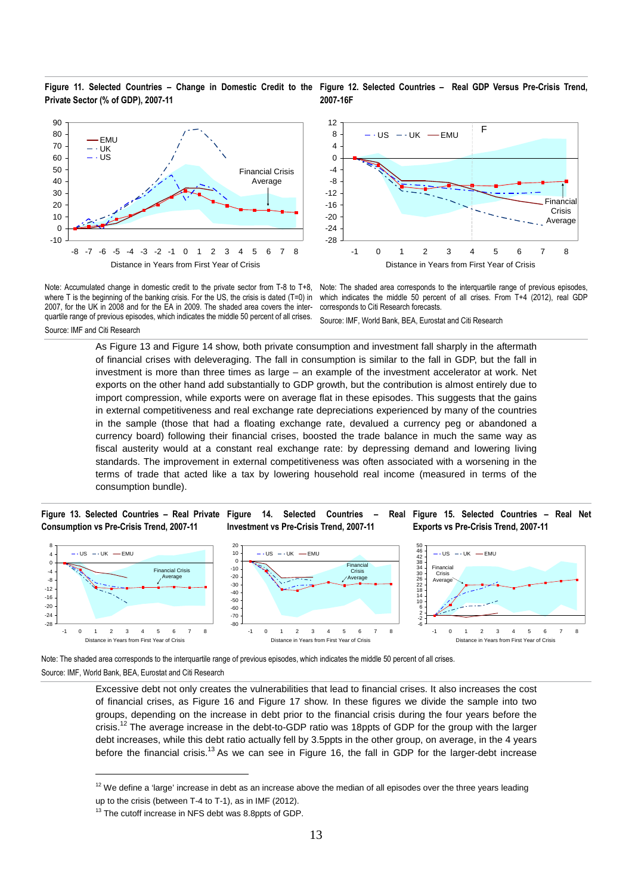**Figure 11. Selected Countries – Change in Domestic Credit to the Private Sector (% of GDP), 2007-11**

Note: Accumulated change in domestic credit to the private sector from T-8 to T+8, where T is the beginning of the banking crisis. For the US, the crisis is dated (T=0) in 2007, for the UK in 2008 and for the EA in 2009. The shaded area covers the inter-quartile range of previous episodes, which indicates the middle 50 percent of all crises.

Source: IMF and Citi Research

**Figure 12. Selected Countries – Real GDP Versus Pre-Crisis Trend, 2007-16F**

Note: The shaded area corresponds to the interquartile range of previous episodes, which indicates the middle 50 percent of all crises. From T+4 (2012), real GDP corresponds to Citi Research forecasts.

Source: IMF, World Bank, BEA, Eurostat and Citi Research

As Figure 13 and Figure 14 show, both private consumption and investment fall sharply in the aftermath of financial crises with deleveraging. The fall in consumption is similar to the fall in GDP, but the fall in investment is more than three times as large – an example of the investment accelerator at work. Net exports on the other hand add substantially to GDP growth, but the contribution is almost entirely due to import compression, while exports were on average flat in these episodes. This suggests that the gains in external competitiveness and real exchange rate depreciations experienced by many of the countries in the sample (those that had a floating exchange rate, devalued a currency peg or abandoned a currency board) following their financial crises, boosted the trade balance in much the same way as fiscal austerity would at a constant real exchange rate: by depressing demand and lowering living standards. The improvement in external competitiveness was often associated with a worsening in the terms of trade that acted like a tax by lowering household real income (measured in terms of the consumption bundle).

**Figure 13. Selected Countries – Real Private Consumption vs Pre-Crisis Trend, 2007-11**

**Figure 14. Selected Countries – Real Investment vs Pre-Crisis Trend, 2007-11**

**Figure 15. Selected Countries – Real Net Exports vs Pre-Crisis Trend, 2007-11**

Note: The shaded area corresponds to the interquartile range of previous episodes, which indicates the middle 50 percent of all crises.

Source: IMF, World Bank, BEA, Eurostat and Citi Research

Excessive debt not only creates the vulnerabilities that lead to financial crises. It also increases the cost of financial crises, as Figure 16 and Figure 17 show. In these figures we divide the sample into two groups, depending on the increase in debt prior to the financial crisis during the four years before the crisis.[12] The average increase in the debt-to-GDP ratio was 18ppts of GDP for the group with the larger debt increases, while this debt ratio actually fell by 3.5ppts in the other group, on average, in the 4 years before the financial crisis.[13] As we can see in Figure 16, the fall in GDP for the larger-debt increase

[12] We define a 'large' increase in debt as an increase above the median of all episodes over the three years leading up to the crisis (between T-4 to T-1), as in IMF (2012).

[13] The cutoff increase in NFS debt was 8.8ppts of GDP.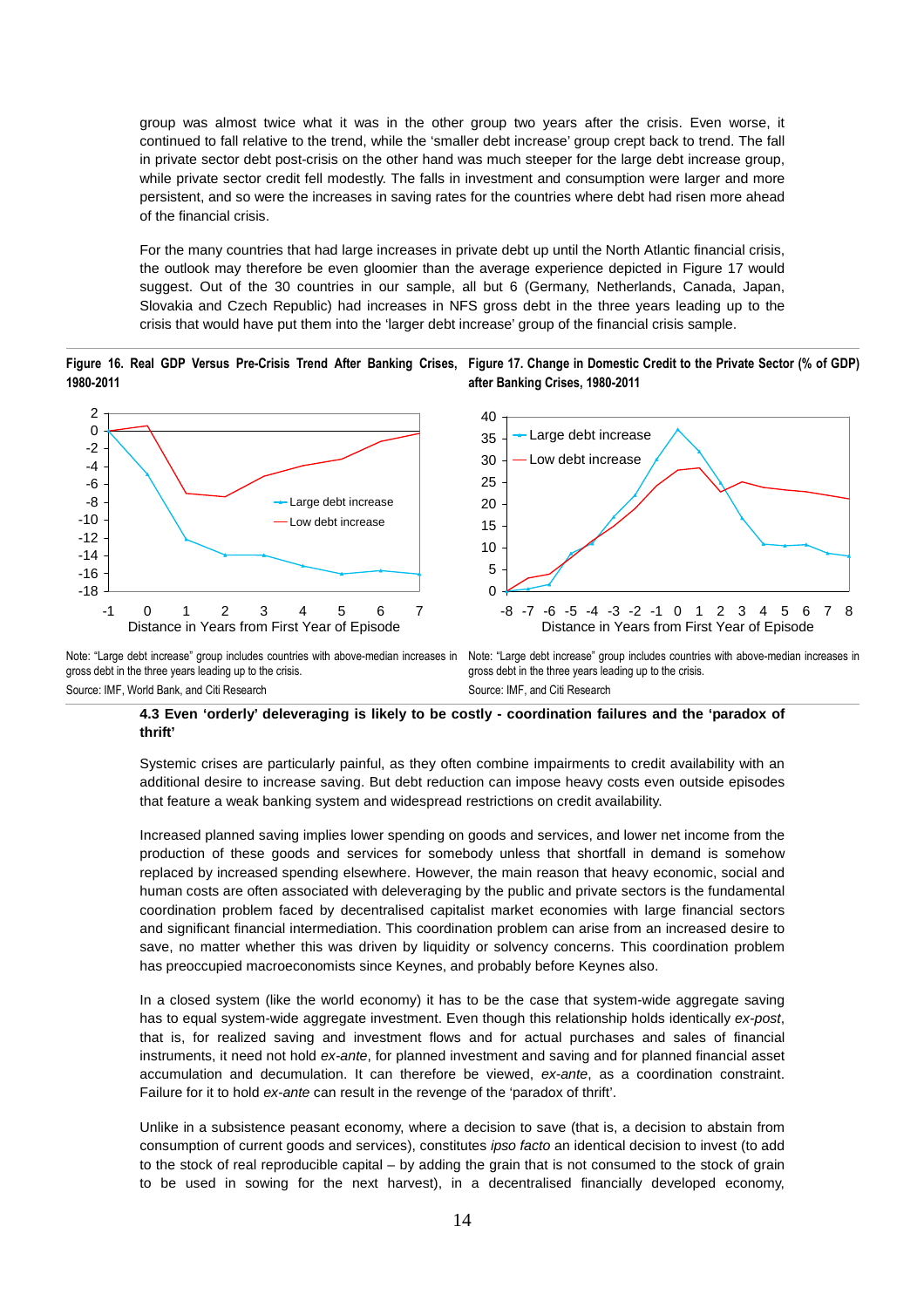group was almost twice what it was in the other group two years after the crisis. Even worse, it continued to fall relative to the trend, while the 'smaller debt increase' group crept back to trend. The fall in private sector debt post-crisis on the other hand was much steeper for the large debt increase group, while private sector credit fell modestly. The falls in investment and consumption were larger and more persistent, and so were the increases in saving rates for the countries where debt had risen more ahead of the financial crisis.

For the many countries that had large increases in private debt up until the North Atlantic financial crisis, the outlook may therefore be even gloomier than the average experience depicted in Figure 17 would suggest. Out of the 30 countries in our sample, all but 6 (Germany, Netherlands, Canada, Japan, Slovakia and Czech Republic) had increases in NFS gross debt in the three years leading up to the crisis that would have put them into the 'larger debt increase' group of the financial crisis sample.

**Figure 16. Real GDP Versus Pre-Crisis Trend After Banking Crises, 1980-2011**

Note: "Large debt increase" group includes countries with above-median increases in gross debt in the three years leading up to the crisis.

Source: IMF, World Bank, and Citi Research

**Figure 17. Change in Domestic Credit to the Private Sector (% of GDP) after Banking Crises, 1980-2011**

Note: "Large debt increase" group includes countries with above-median increases in gross debt in the three years leading up to the crisis.

Source: IMF, and Citi Research

### 4.3 Even 'orderly' deleveraging is likely to be costly - coordination failures and the 'paradox of thrift'

Systemic crises are particularly painful, as they often combine impairments to credit availability with an additional desire to increase saving. But debt reduction can impose heavy costs even outside episodes that feature a weak banking system and widespread restrictions on credit availability.

Increased planned saving implies lower spending on goods and services, and lower net income from the production of these goods and services for somebody unless that shortfall in demand is somehow replaced by increased spending elsewhere. However, the main reason that heavy economic, social and human costs are often associated with deleveraging by the public and private sectors is the fundamental coordination problem faced by decentralised capitalist market economies with large financial sectors and significant financial intermediation. This coordination problem can arise from an increased desire to save, no matter whether this was driven by liquidity or solvency concerns. This coordination problem has preoccupied macroeconomists since Keynes, and probably before Keynes also.

In a closed system (like the world economy) it has to be the case that system-wide aggregate saving has to equal system-wide aggregate investment. Even though this relationship holds identically *ex-post*, that is, for realized saving and investment flows and for actual purchases and sales of financial instruments, it need not hold *ex-ante*, for planned investment and saving and for planned financial asset accumulation and decumulation. It can therefore be viewed, *ex-ante*, as a coordination constraint. Failure for it to hold *ex-ante* can result in the revenge of the 'paradox of thrift'.

Unlike in a subsistence peasant economy, where a decision to save (that is, a decision to abstain from consumption of current goods and services), constitutes *ipso facto* an identical decision to invest (to add to the stock of real reproducible capital – by adding the grain that is not consumed to the stock of grain to be used in sowing for the next harvest), in a decentralised financially developed economy,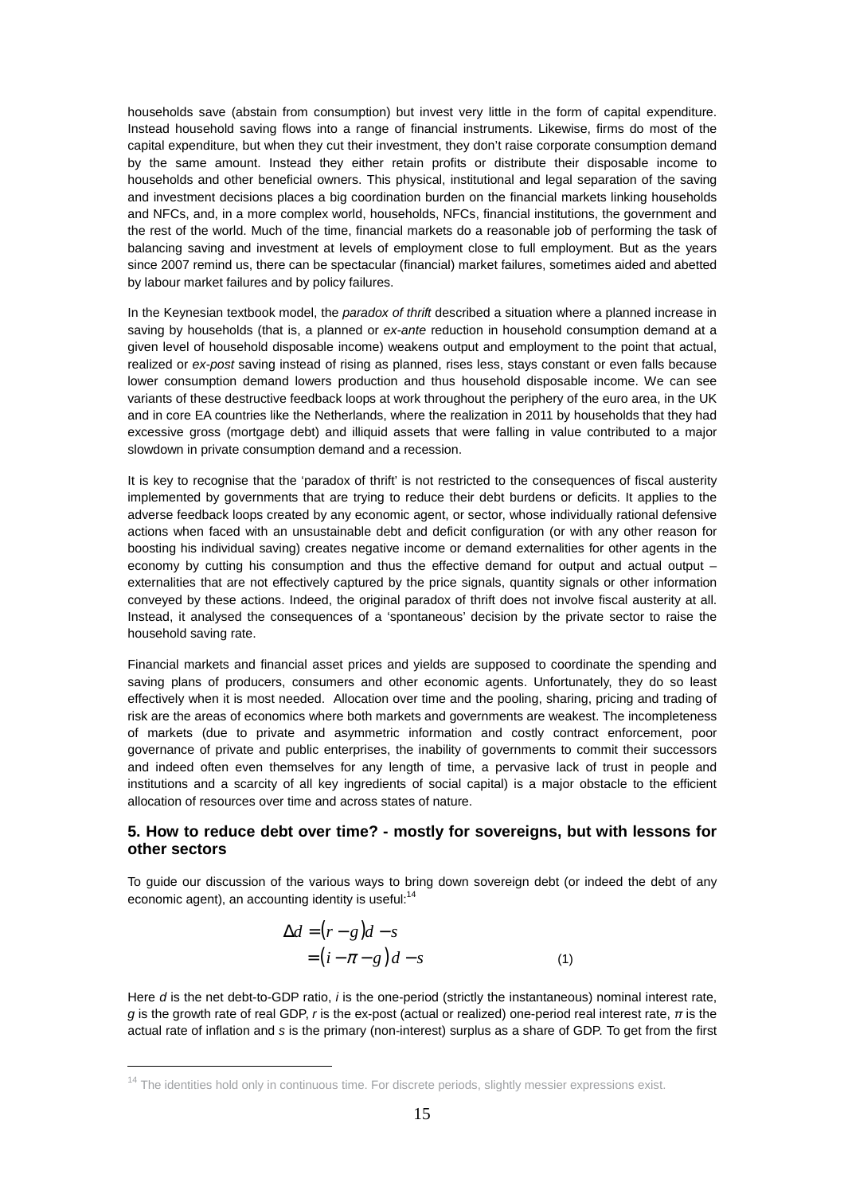households save (abstain from consumption) but invest very little in the form of capital expenditure. Instead household saving flows into a range of financial instruments. Likewise, firms do most of the capital expenditure, but when they cut their investment, they don't raise corporate consumption demand by the same amount. Instead they either retain profits or distribute their disposable income to households and other beneficial owners. This physical, institutional and legal separation of the saving and investment decisions places a big coordination burden on the financial markets linking households and NFCs, and, in a more complex world, households, NFCs, financial institutions, the government and the rest of the world. Much of the time, financial markets do a reasonable job of performing the task of balancing saving and investment at levels of employment close to full employment. But as the years since 2007 remind us, there can be spectacular (financial) market failures, sometimes aided and abetted by labour market failures and by policy failures.

In the Keynesian textbook model, the *paradox of thrift* described a situation where a planned increase in saving by households (that is, a planned or *ex-ante* reduction in household consumption demand at a given level of household disposable income) weakens output and employment to the point that actual, realized or *ex-post* saving instead of rising as planned, rises less, stays constant or even falls because lower consumption demand lowers production and thus household disposable income. We can see variants of these destructive feedback loops at work throughout the periphery of the euro area, in the UK and in core EA countries like the Netherlands, where the realization in 2011 by households that they had excessive gross (mortgage debt) and illiquid assets that were falling in value contributed to a major slowdown in private consumption demand and a recession.

It is key to recognise that the 'paradox of thrift' is not restricted to the consequences of fiscal austerity implemented by governments that are trying to reduce their debt burdens or deficits. It applies to the adverse feedback loops created by any economic agent, or sector, whose individually rational defensive actions when faced with an unsustainable debt and deficit configuration (or with any other reason for boosting his individual saving) creates negative income or demand externalities for other agents in the economy by cutting his consumption and thus the effective demand for output and actual output – externalities that are not effectively captured by the price signals, quantity signals or other information conveyed by these actions. Indeed, the original paradox of thrift does not involve fiscal austerity at all. Instead, it analysed the consequences of a 'spontaneous' decision by the private sector to raise the household saving rate.

Financial markets and financial asset prices and yields are supposed to coordinate the spending and saving plans of producers, consumers and other economic agents. Unfortunately, they do so least effectively when it is most needed. Allocation over time and the pooling, sharing, pricing and trading of risk are the areas of economics where both markets and governments are weakest. The incompleteness of markets (due to private and asymmetric information and costly contract enforcement, poor governance of private and public enterprises, the inability of governments to commit their successors and indeed often even themselves for any length of time, a pervasive lack of trust in people and institutions and a scarcity of all key ingredients of social capital) is a major obstacle to the efficient allocation of resources over time and across states of nature.

## 5. How to reduce debt over time? - mostly for sovereigns, but with lessons for other sectors

To guide our discussion of the various ways to bring down sovereign debt (or indeed the debt of any economic agent), an accounting identity is useful:[14]

$$\begin{aligned}\Delta d &= (r-g)d - s \\ &= (i-\pi-g)\,d - s \qquad (1)\end{aligned}$$

Here $d$ is the net debt-to-GDP ratio, $i$ is the one-period (strictly the instantaneous) nominal interest rate, $g$ is the growth rate of real GDP, $r$ is the ex-post (actual or realized) one-period real interest rate, $\pi$ is the actual rate of inflation and $s$ is the primary (non-interest) surplus as a share of GDP. To get from the first

[14] The identities hold only in continuous time. For discrete periods, slightly messier expressions exist.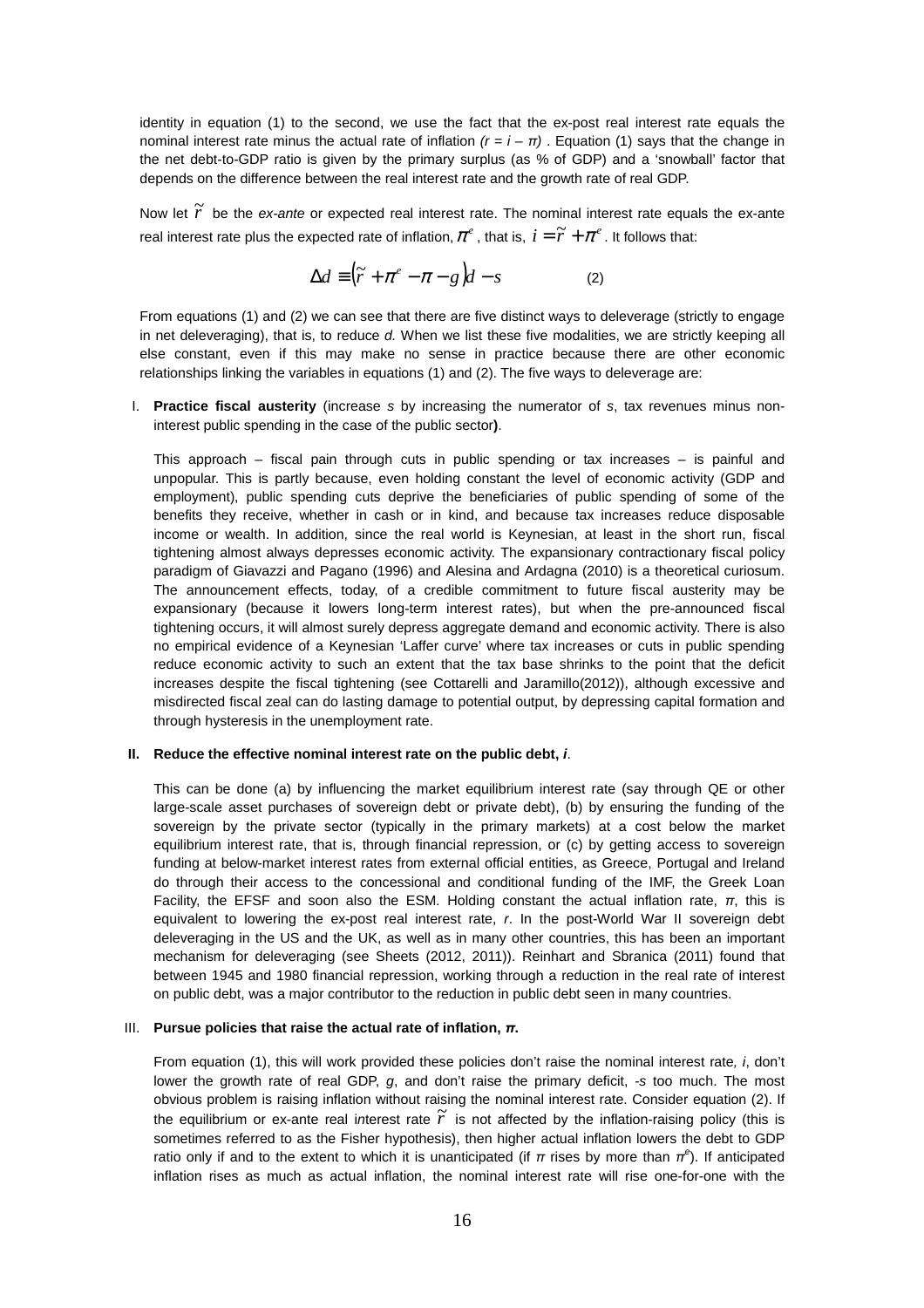identity in equation (1) to the second, we use the fact that the ex-post real interest rate equals the nominal interest rate minus the actual rate of inflation *($r = i - \pi$)* . Equation (1) says that the change in the net debt-to-GDP ratio is given by the primary surplus (as % of GDP) and a 'snowball' factor that depends on the difference between the real interest rate and the growth rate of real GDP.

Now let $\tilde{r}$ be the *ex-ante* or expected real interest rate. The nominal interest rate equals the ex-ante real interest rate plus the expected rate of inflation, $\pi^e$ , that is, $i = \tilde{r} + \pi^e$ . It follows that:

$$\Delta d \equiv \left(\tilde{r} + \pi^e - \pi - g\right)d - s \qquad (2)$$

From equations (1) and (2) we can see that there are five distinct ways to deleverage (strictly to engage in net deleveraging), that is, to reduce *d.* When we list these five modalities, we are strictly keeping all else constant, even if this may make no sense in practice because there are other economic relationships linking the variables in equations (1) and (2). The five ways to deleverage are:

I. **Practice fiscal austerity** (increase *s* by increasing the numerator of *s*, tax revenues minus non-interest public spending in the case of the public sector**)**.

   This approach – fiscal pain through cuts in public spending or tax increases – is painful and unpopular. This is partly because, even holding constant the level of economic activity (GDP and employment), public spending cuts deprive the beneficiaries of public spending of some of the benefits they receive, whether in cash or in kind, and because tax increases reduce disposable income or wealth. In addition, since the real world is Keynesian, at least in the short run, fiscal tightening almost always depresses economic activity. The expansionary contractionary fiscal policy paradigm of Giavazzi and Pagano (1996) and Alesina and Ardagna (2010) is a theoretical curiosum. The announcement effects, today, of a credible commitment to future fiscal austerity may be expansionary (because it lowers long-term interest rates), but when the pre-announced fiscal tightening occurs, it will almost surely depress aggregate demand and economic activity. There is also no empirical evidence of a Keynesian 'Laffer curve' where tax increases or cuts in public spending reduce economic activity to such an extent that the tax base shrinks to the point that the deficit increases despite the fiscal tightening (see Cottarelli and Jaramillo(2012)), although excessive and misdirected fiscal zeal can do lasting damage to potential output, by depressing capital formation and through hysteresis in the unemployment rate.

II. **Reduce the effective nominal interest rate on the public debt, *i*.**

   This can be done (a) by influencing the market equilibrium interest rate (say through QE or other large-scale asset purchases of sovereign debt or private debt), (b) by ensuring the funding of the sovereign by the private sector (typically in the primary markets) at a cost below the market equilibrium interest rate, that is, through financial repression, or (c) by getting access to sovereign funding at below-market interest rates from external official entities, as Greece, Portugal and Ireland do through their access to the concessional and conditional funding of the IMF, the Greek Loan Facility, the EFSF and soon also the ESM. Holding constant the actual inflation rate, $\pi$, this is equivalent to lowering the ex-post real interest rate, *r*. In the post-World War II sovereign debt deleveraging in the US and the UK, as well as in many other countries, this has been an important mechanism for deleveraging (see Sheets (2012, 2011)). Reinhart and Sbranica (2011) found that between 1945 and 1980 financial repression, working through a reduction in the real rate of interest on public debt, was a major contributor to the reduction in public debt seen in many countries.

III. **Pursue policies that raise the actual rate of inflation, $\pi$.**

   From equation (1), this will work provided these policies don't raise the nominal interest rate*, i*, don't lower the growth rate of real GDP, *g*, and don't raise the primary deficit, *-s* too much. The most obvious problem is raising inflation without raising the nominal interest rate. Consider equation (2). If the equilibrium or ex-ante real interest rate $\tilde{r}$ is not affected by the inflation-raising policy (this is sometimes referred to as the Fisher hypothesis), then higher actual inflation lowers the debt to GDP ratio only if and to the extent to which it is unanticipated (if $\pi$ rises by more than $\pi^e$). If anticipated inflation rises as much as actual inflation, the nominal interest rate will rise one-for-one with the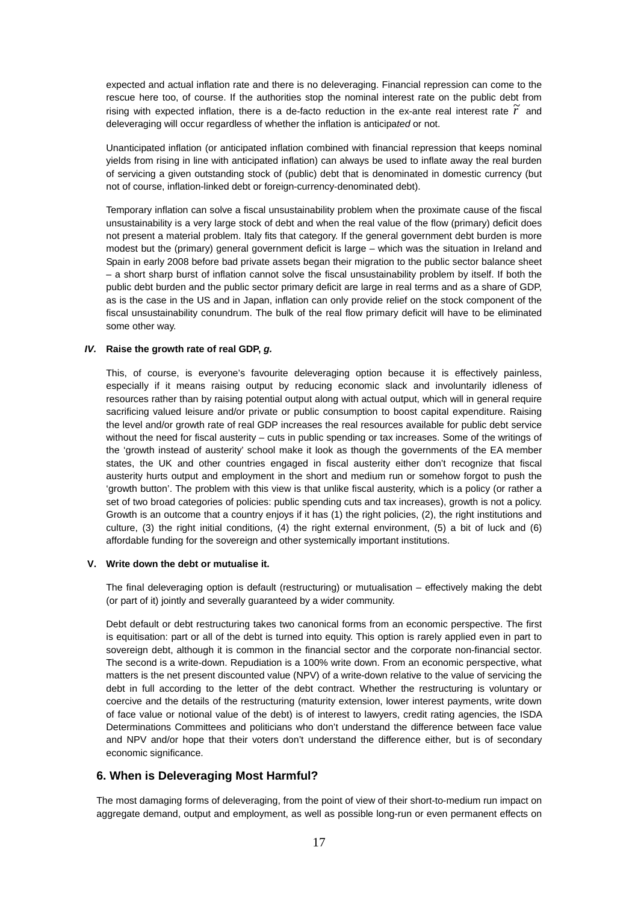expected and actual inflation rate and there is no deleveraging. Financial repression can come to the rescue here too, of course. If the authorities stop the nominal interest rate on the public debt from rising with expected inflation, there is a de-facto reduction in the ex-ante real interest rate $\tilde{r}$ and deleveraging will occur regardless of whether the inflation is anticip*ated* or not.

Unanticipated inflation (or anticipated inflation combined with financial repression that keeps nominal yields from rising in line with anticipated inflation) can always be used to inflate away the real burden of servicing a given outstanding stock of (public) debt that is denominated in domestic currency (but not of course, inflation-linked debt or foreign-currency-denominated debt).

Temporary inflation can solve a fiscal unsustainability problem when the proximate cause of the fiscal unsustainability is a very large stock of debt and when the real value of the flow (primary) deficit does not present a material problem. Italy fits that category. If the general government debt burden is more modest but the (primary) general government deficit is large – which was the situation in Ireland and Spain in early 2008 before bad private assets began their migration to the public sector balance sheet – a short sharp burst of inflation cannot solve the fiscal unsustainability problem by itself. If both the public debt burden and the public sector primary deficit are large in real terms and as a share of GDP, as is the case in the US and in Japan, inflation can only provide relief on the stock component of the fiscal unsustainability conundrum. The bulk of the real flow primary deficit will have to be eliminated some other way.

***IV.*** **Raise the growth rate of real GDP, *g*.**

This, of course, is everyone's favourite deleveraging option because it is effectively painless, especially if it means raising output by reducing economic slack and involuntarily idleness of resources rather than by raising potential output along with actual output, which will in general require sacrificing valued leisure and/or private or public consumption to boost capital expenditure. Raising the level and/or growth rate of real GDP increases the real resources available for public debt service without the need for fiscal austerity – cuts in public spending or tax increases. Some of the writings of the 'growth instead of austerity' school make it look as though the governments of the EA member states, the UK and other countries engaged in fiscal austerity either don't recognize that fiscal austerity hurts output and employment in the short and medium run or somehow forgot to push the 'growth button'. The problem with this view is that unlike fiscal austerity, which is a policy (or rather a set of two broad categories of policies: public spending cuts and tax increases), growth is not a policy. Growth is an outcome that a country enjoys if it has (1) the right policies, (2), the right institutions and culture, (3) the right initial conditions, (4) the right external environment, (5) a bit of luck and (6) affordable funding for the sovereign and other systemically important institutions.

**V. Write down the debt or mutualise it.**

The final deleveraging option is default (restructuring) or mutualisation – effectively making the debt (or part of it) jointly and severally guaranteed by a wider community.

Debt default or debt restructuring takes two canonical forms from an economic perspective. The first is equitisation: part or all of the debt is turned into equity. This option is rarely applied even in part to sovereign debt, although it is common in the financial sector and the corporate non-financial sector. The second is a write-down. Repudiation is a 100% write down. From an economic perspective, what matters is the net present discounted value (NPV) of a write-down relative to the value of servicing the debt in full according to the letter of the debt contract. Whether the restructuring is voluntary or coercive and the details of the restructuring (maturity extension, lower interest payments, write down of face value or notional value of the debt) is of interest to lawyers, credit rating agencies, the ISDA Determinations Committees and politicians who don't understand the difference between face value and NPV and/or hope that their voters don't understand the difference either, but is of secondary economic significance.

## 6. When is Deleveraging Most Harmful?

The most damaging forms of deleveraging, from the point of view of their short-to-medium run impact on aggregate demand, output and employment, as well as possible long-run or even permanent effects on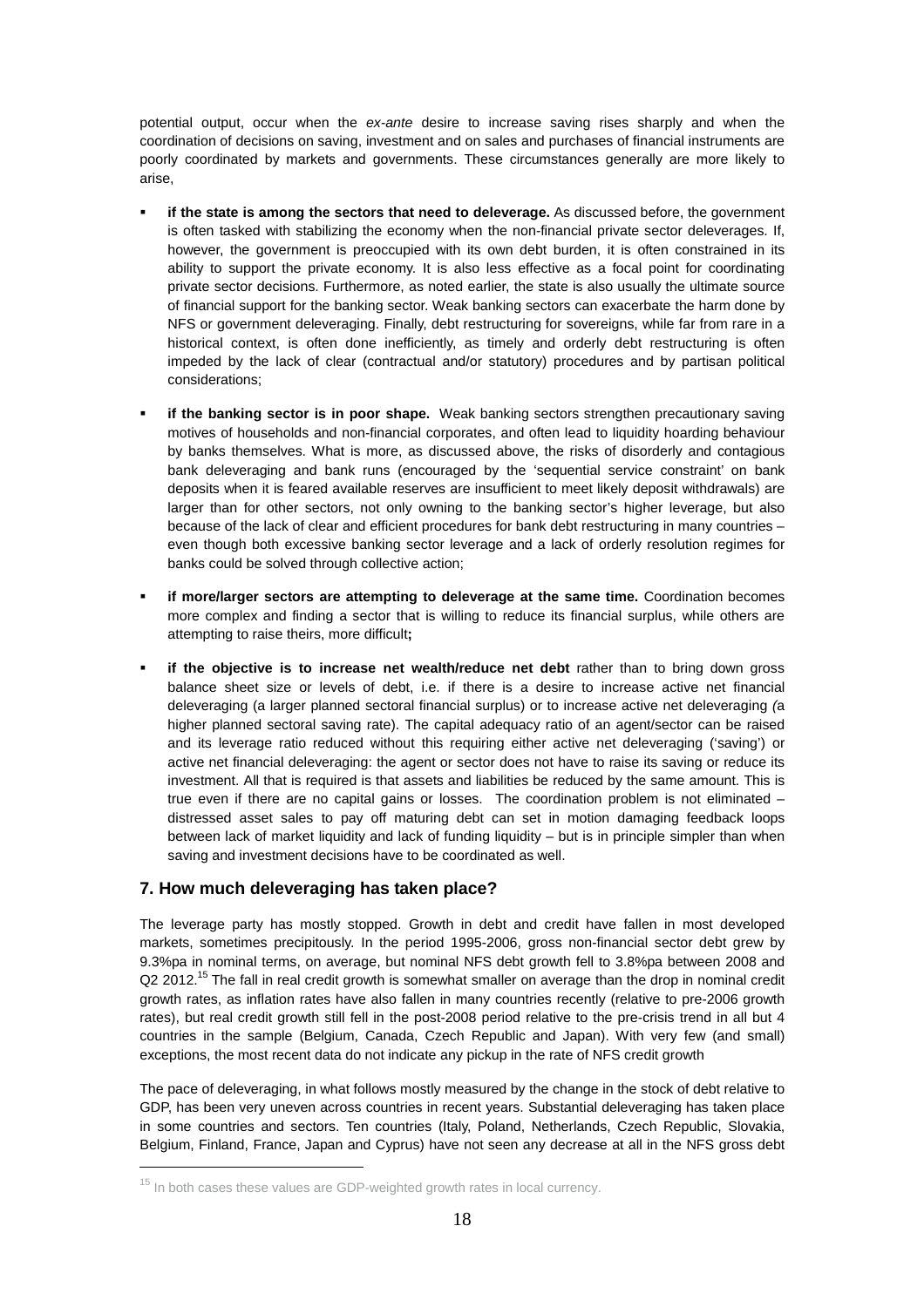potential output, occur when the *ex-ante* desire to increase saving rises sharply and when the coordination of decisions on saving, investment and on sales and purchases of financial instruments are poorly coordinated by markets and governments. These circumstances generally are more likely to arise,

- **if the state is among the sectors that need to deleverage.** As discussed before, the government is often tasked with stabilizing the economy when the non-financial private sector deleverages. If, however, the government is preoccupied with its own debt burden, it is often constrained in its ability to support the private economy. It is also less effective as a focal point for coordinating private sector decisions. Furthermore, as noted earlier, the state is also usually the ultimate source of financial support for the banking sector. Weak banking sectors can exacerbate the harm done by NFS or government deleveraging. Finally, debt restructuring for sovereigns, while far from rare in a historical context, is often done inefficiently, as timely and orderly debt restructuring is often impeded by the lack of clear (contractual and/or statutory) procedures and by partisan political considerations;

- **if the banking sector is in poor shape.** Weak banking sectors strengthen precautionary saving motives of households and non-financial corporates, and often lead to liquidity hoarding behaviour by banks themselves. What is more, as discussed above, the risks of disorderly and contagious bank deleveraging and bank runs (encouraged by the 'sequential service constraint' on bank deposits when it is feared available reserves are insufficient to meet likely deposit withdrawals) are larger than for other sectors, not only owning to the banking sector's higher leverage, but also because of the lack of clear and efficient procedures for bank debt restructuring in many countries – even though both excessive banking sector leverage and a lack of orderly resolution regimes for banks could be solved through collective action;

- **if more/larger sectors are attempting to deleverage at the same time.** Coordination becomes more complex and finding a sector that is willing to reduce its financial surplus, while others are attempting to raise theirs, more difficult**;**

- **if the objective is to increase net wealth/reduce net debt** rather than to bring down gross balance sheet size or levels of debt, i.e. if there is a desire to increase active net financial deleveraging (a larger planned sectoral financial surplus) or to increase active net deleveraging *(*a higher planned sectoral saving rate). The capital adequacy ratio of an agent/sector can be raised and its leverage ratio reduced without this requiring either active net deleveraging ('saving') or active net financial deleveraging: the agent or sector does not have to raise its saving or reduce its investment. All that is required is that assets and liabilities be reduced by the same amount. This is true even if there are no capital gains or losses. The coordination problem is not eliminated – distressed asset sales to pay off maturing debt can set in motion damaging feedback loops between lack of market liquidity and lack of funding liquidity – but is in principle simpler than when saving and investment decisions have to be coordinated as well.

## 7. How much deleveraging has taken place?

The leverage party has mostly stopped. Growth in debt and credit have fallen in most developed markets, sometimes precipitously. In the period 1995-2006, gross non-financial sector debt grew by 9.3%pa in nominal terms, on average, but nominal NFS debt growth fell to 3.8%pa between 2008 and Q2 2012.[15] The fall in real credit growth is somewhat smaller on average than the drop in nominal credit growth rates, as inflation rates have also fallen in many countries recently (relative to pre-2006 growth rates), but real credit growth still fell in the post-2008 period relative to the pre-crisis trend in all but 4 countries in the sample (Belgium, Canada, Czech Republic and Japan). With very few (and small) exceptions, the most recent data do not indicate any pickup in the rate of NFS credit growth

The pace of deleveraging, in what follows mostly measured by the change in the stock of debt relative to GDP, has been very uneven across countries in recent years. Substantial deleveraging has taken place in some countries and sectors. Ten countries (Italy, Poland, Netherlands, Czech Republic, Slovakia, Belgium, Finland, France, Japan and Cyprus) have not seen any decrease at all in the NFS gross debt

[15] In both cases these values are GDP-weighted growth rates in local currency.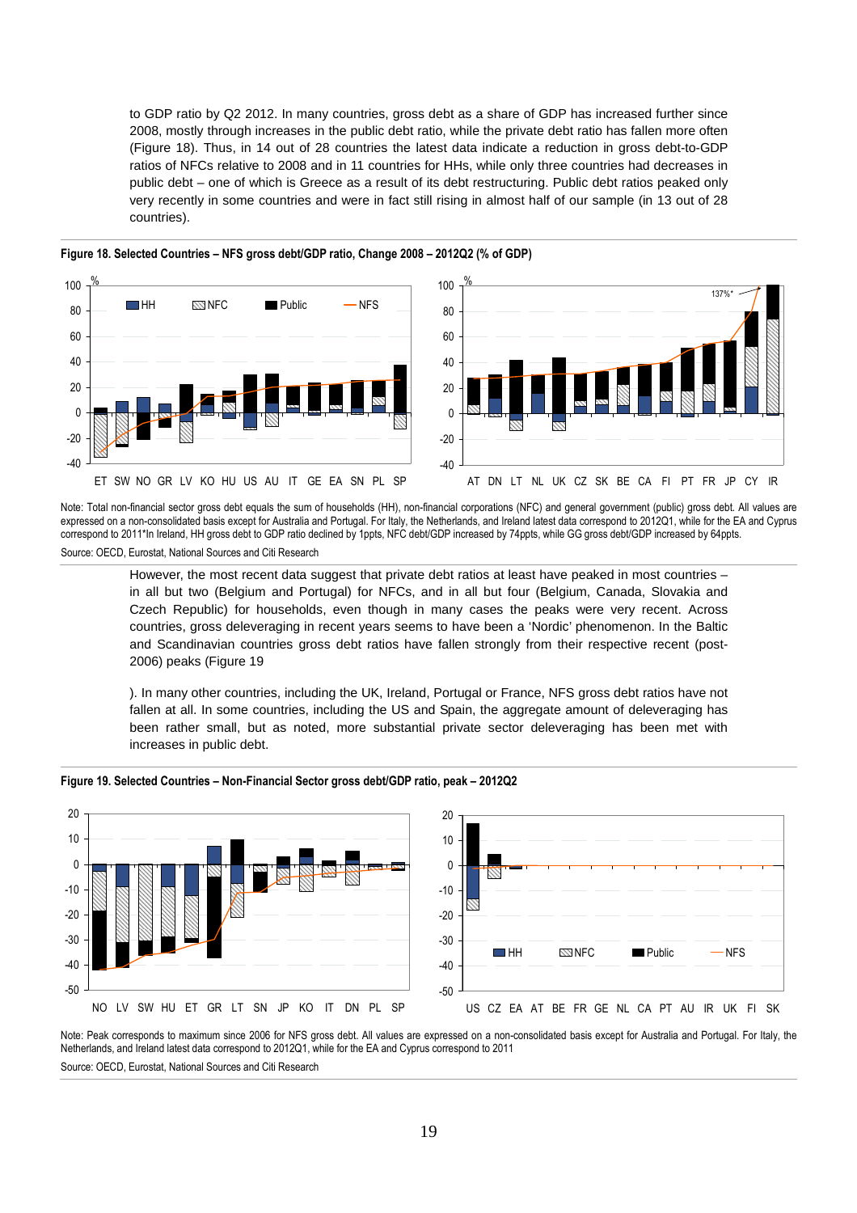to GDP ratio by Q2 2012. In many countries, gross debt as a share of GDP has increased further since 2008, mostly through increases in the public debt ratio, while the private debt ratio has fallen more often (Figure 18). Thus, in 14 out of 28 countries the latest data indicate a reduction in gross debt-to-GDP ratios of NFCs relative to 2008 and in 11 countries for HHs, while only three countries had decreases in public debt – one of which is Greece as a result of its debt restructuring. Public debt ratios peaked only very recently in some countries and were in fact still rising in almost half of our sample (in 13 out of 28 countries).

**Figure 18. Selected Countries – NFS gross debt/GDP ratio, Change 2008 – 2012Q2 (% of GDP)**

Note: Total non-financial sector gross debt equals the sum of households (HH), non-financial corporations (NFC) and general government (public) gross debt. All values are expressed on a non-consolidated basis except for Australia and Portugal. For Italy, the Netherlands, and Ireland latest data correspond to 2012Q1, while for the EA and Cyprus correspond to 2011*In Ireland, HH gross debt to GDP ratio declined by 1ppts, NFC debt/GDP increased by 74ppts, while GG gross debt/GDP increased by 64ppts.

Source: OECD, Eurostat, National Sources and Citi Research

However, the most recent data suggest that private debt ratios at least have peaked in most countries – in all but two (Belgium and Portugal) for NFCs, and in all but four (Belgium, Canada, Slovakia and Czech Republic) for households, even though in many cases the peaks were very recent. Across countries, gross deleveraging in recent years seems to have been a 'Nordic' phenomenon. In the Baltic and Scandinavian countries gross debt ratios have fallen strongly from their respective recent (post-2006) peaks (Figure 19

). In many other countries, including the UK, Ireland, Portugal or France, NFS gross debt ratios have not fallen at all. In some countries, including the US and Spain, the aggregate amount of deleveraging has been rather small, but as noted, more substantial private sector deleveraging has been met with increases in public debt.

**Figure 19. Selected Countries – Non-Financial Sector gross debt/GDP ratio, peak – 2012Q2**

Note: Peak corresponds to maximum since 2006 for NFS gross debt. All values are expressed on a non-consolidated basis except for Australia and Portugal. For Italy, the Netherlands, and Ireland latest data correspond to 2012Q1, while for the EA and Cyprus correspond to 2011

Source: OECD, Eurostat, National Sources and Citi Research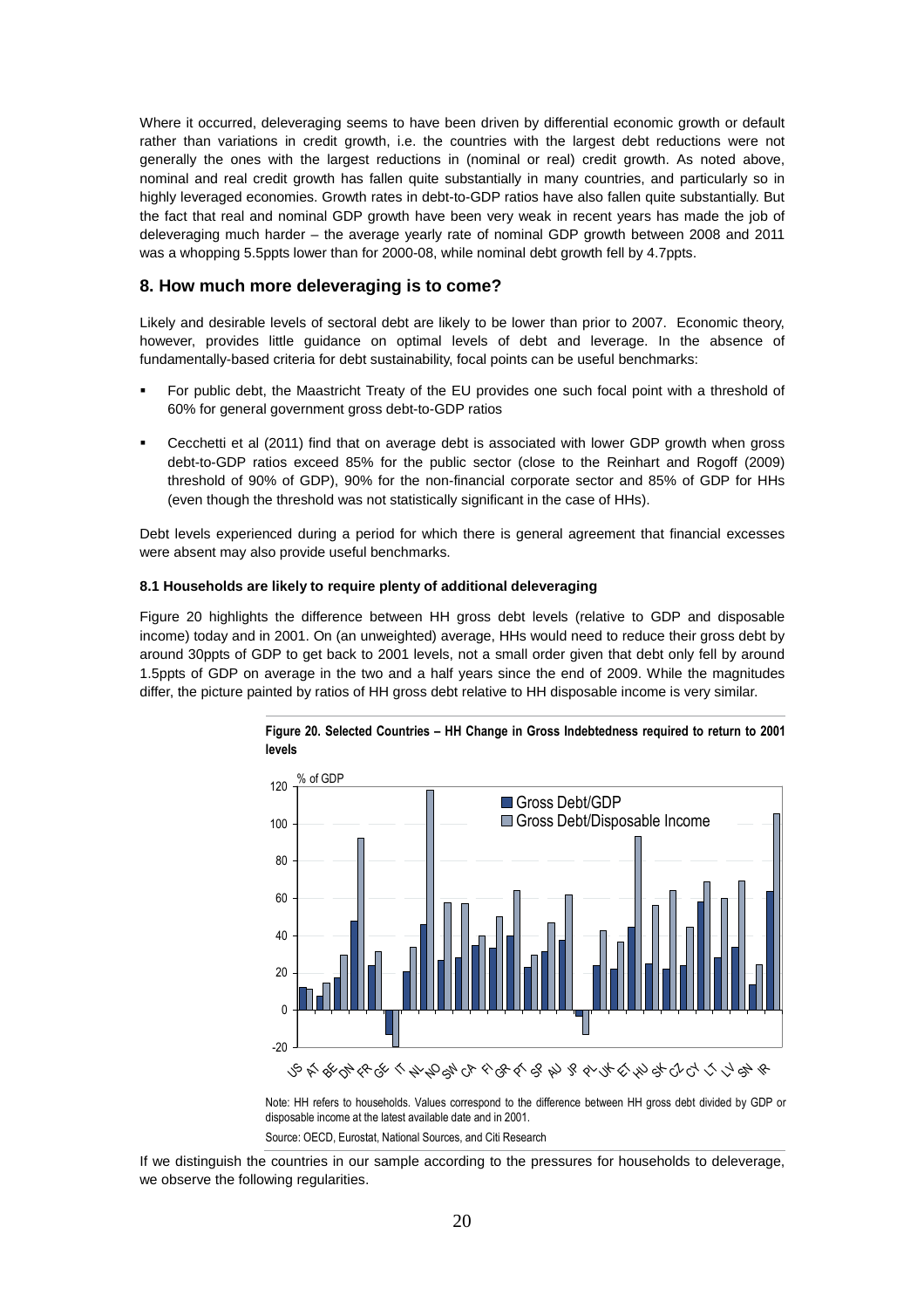Where it occurred, deleveraging seems to have been driven by differential economic growth or default rather than variations in credit growth, i.e. the countries with the largest debt reductions were not generally the ones with the largest reductions in (nominal or real) credit growth. As noted above, nominal and real credit growth has fallen quite substantially in many countries, and particularly so in highly leveraged economies. Growth rates in debt-to-GDP ratios have also fallen quite substantially. But the fact that real and nominal GDP growth have been very weak in recent years has made the job of deleveraging much harder – the average yearly rate of nominal GDP growth between 2008 and 2011 was a whopping 5.5ppts lower than for 2000-08, while nominal debt growth fell by 4.7ppts.

## 8. How much more deleveraging is to come?

Likely and desirable levels of sectoral debt are likely to be lower than prior to 2007. Economic theory, however, provides little guidance on optimal levels of debt and leverage. In the absence of fundamentally-based criteria for debt sustainability, focal points can be useful benchmarks:

- For public debt, the Maastricht Treaty of the EU provides one such focal point with a threshold of 60% for general government gross debt-to-GDP ratios
- Cecchetti et al (2011) find that on average debt is associated with lower GDP growth when gross debt-to-GDP ratios exceed 85% for the public sector (close to the Reinhart and Rogoff (2009) threshold of 90% of GDP), 90% for the non-financial corporate sector and 85% of GDP for HHs (even though the threshold was not statistically significant in the case of HHs).

Debt levels experienced during a period for which there is general agreement that financial excesses were absent may also provide useful benchmarks.

### 8.1 Households are likely to require plenty of additional deleveraging

Figure 20 highlights the difference between HH gross debt levels (relative to GDP and disposable income) today and in 2001. On (an unweighted) average, HHs would need to reduce their gross debt by around 30ppts of GDP to get back to 2001 levels, not a small order given that debt only fell by around 1.5ppts of GDP on average in the two and a half years since the end of 2009. While the magnitudes differ, the picture painted by ratios of HH gross debt relative to HH disposable income is very similar.

**Figure 20. Selected Countries – HH Change in Gross Indebtedness required to return to 2001 levels**

Note: HH refers to households. Values correspond to the difference between HH gross debt divided by GDP or disposable income at the latest available date and in 2001.

Source: OECD, Eurostat, National Sources, and Citi Research

If we distinguish the countries in our sample according to the pressures for households to deleverage, we observe the following regularities.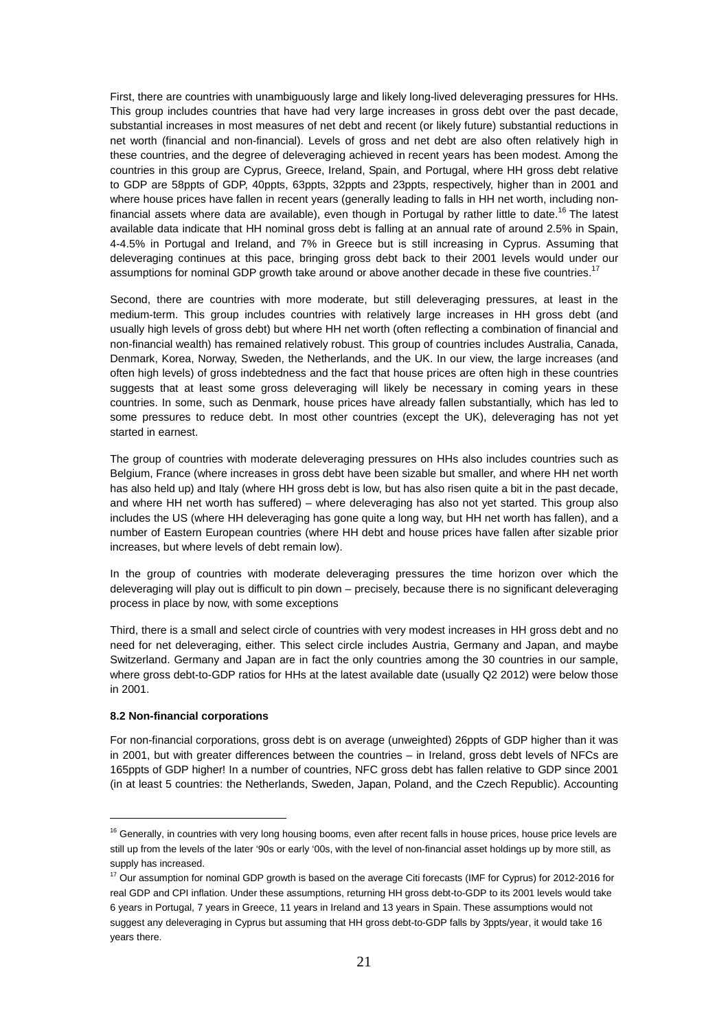First, there are countries with unambiguously large and likely long-lived deleveraging pressures for HHs. This group includes countries that have had very large increases in gross debt over the past decade, substantial increases in most measures of net debt and recent (or likely future) substantial reductions in net worth (financial and non-financial). Levels of gross and net debt are also often relatively high in these countries, and the degree of deleveraging achieved in recent years has been modest. Among the countries in this group are Cyprus, Greece, Ireland, Spain, and Portugal, where HH gross debt relative to GDP are 58ppts of GDP, 40ppts, 63ppts, 32ppts and 23ppts, respectively, higher than in 2001 and where house prices have fallen in recent years (generally leading to falls in HH net worth, including non-financial assets where data are available), even though in Portugal by rather little to date.[16] The latest available data indicate that HH nominal gross debt is falling at an annual rate of around 2.5% in Spain, 4-4.5% in Portugal and Ireland, and 7% in Greece but is still increasing in Cyprus. Assuming that deleveraging continues at this pace, bringing gross debt back to their 2001 levels would under our assumptions for nominal GDP growth take around or above another decade in these five countries.[17]

Second, there are countries with more moderate, but still deleveraging pressures, at least in the medium-term. This group includes countries with relatively large increases in HH gross debt (and usually high levels of gross debt) but where HH net worth (often reflecting a combination of financial and non-financial wealth) has remained relatively robust. This group of countries includes Australia, Canada, Denmark, Korea, Norway, Sweden, the Netherlands, and the UK. In our view, the large increases (and often high levels) of gross indebtedness and the fact that house prices are often high in these countries suggests that at least some gross deleveraging will likely be necessary in coming years in these countries. In some, such as Denmark, house prices have already fallen substantially, which has led to some pressures to reduce debt. In most other countries (except the UK), deleveraging has not yet started in earnest.

The group of countries with moderate deleveraging pressures on HHs also includes countries such as Belgium, France (where increases in gross debt have been sizable but smaller, and where HH net worth has also held up) and Italy (where HH gross debt is low, but has also risen quite a bit in the past decade, and where HH net worth has suffered) – where deleveraging has also not yet started. This group also includes the US (where HH deleveraging has gone quite a long way, but HH net worth has fallen), and a number of Eastern European countries (where HH debt and house prices have fallen after sizable prior increases, but where levels of debt remain low).

In the group of countries with moderate deleveraging pressures the time horizon over which the deleveraging will play out is difficult to pin down – precisely, because there is no significant deleveraging process in place by now, with some exceptions

Third, there is a small and select circle of countries with very modest increases in HH gross debt and no need for net deleveraging, either. This select circle includes Austria, Germany and Japan, and maybe Switzerland. Germany and Japan are in fact the only countries among the 30 countries in our sample, where gross debt-to-GDP ratios for HHs at the latest available date (usually Q2 2012) were below those in 2001.

**8.2 Non-financial corporations**

For non-financial corporations, gross debt is on average (unweighted) 26ppts of GDP higher than it was in 2001, but with greater differences between the countries – in Ireland, gross debt levels of NFCs are 165ppts of GDP higher! In a number of countries, NFC gross debt has fallen relative to GDP since 2001 (in at least 5 countries: the Netherlands, Sweden, Japan, Poland, and the Czech Republic). Accounting

---

[16] Generally, in countries with very long housing booms, even after recent falls in house prices, house price levels are still up from the levels of the later '90s or early '00s, with the level of non-financial asset holdings up by more still, as supply has increased.

[17] Our assumption for nominal GDP growth is based on the average Citi forecasts (IMF for Cyprus) for 2012-2016 for real GDP and CPI inflation. Under these assumptions, returning HH gross debt-to-GDP to its 2001 levels would take 6 years in Portugal, 7 years in Greece, 11 years in Ireland and 13 years in Spain. These assumptions would not suggest any deleveraging in Cyprus but assuming that HH gross debt-to-GDP falls by 3ppts/year, it would take 16 years there.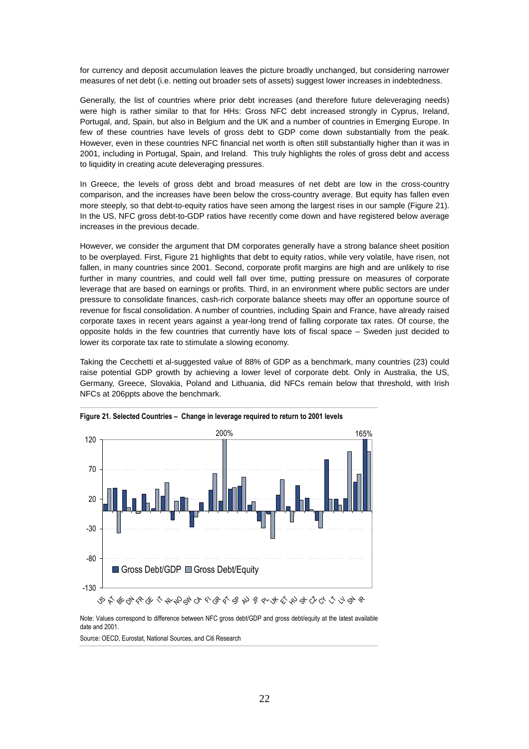for currency and deposit accumulation leaves the picture broadly unchanged, but considering narrower measures of net debt (i.e. netting out broader sets of assets) suggest lower increases in indebtedness.

Generally, the list of countries where prior debt increases (and therefore future deleveraging needs) were high is rather similar to that for HHs: Gross NFC debt increased strongly in Cyprus, Ireland, Portugal, and, Spain, but also in Belgium and the UK and a number of countries in Emerging Europe. In few of these countries have levels of gross debt to GDP come down substantially from the peak. However, even in these countries NFC financial net worth is often still substantially higher than it was in 2001, including in Portugal, Spain, and Ireland. This truly highlights the roles of gross debt and access to liquidity in creating acute deleveraging pressures.

In Greece, the levels of gross debt and broad measures of net debt are low in the cross-country comparison, and the increases have been below the cross-country average. But equity has fallen even more steeply, so that debt-to-equity ratios have seen among the largest rises in our sample (Figure 21). In the US, NFC gross debt-to-GDP ratios have recently come down and have registered below average increases in the previous decade.

However, we consider the argument that DM corporates generally have a strong balance sheet position to be overplayed. First, Figure 21 highlights that debt to equity ratios, while very volatile, have risen, not fallen, in many countries since 2001. Second, corporate profit margins are high and are unlikely to rise further in many countries, and could well fall over time, putting pressure on measures of corporate leverage that are based on earnings or profits. Third, in an environment where public sectors are under pressure to consolidate finances, cash-rich corporate balance sheets may offer an opportune source of revenue for fiscal consolidation. A number of countries, including Spain and France, have already raised corporate taxes in recent years against a year-long trend of falling corporate tax rates. Of course, the opposite holds in the few countries that currently have lots of fiscal space – Sweden just decided to lower its corporate tax rate to stimulate a slowing economy.

Taking the Cecchetti et al-suggested value of 88% of GDP as a benchmark, many countries (23) could raise potential GDP growth by achieving a lower level of corporate debt. Only in Australia, the US, Germany, Greece, Slovakia, Poland and Lithuania, did NFCs remain below that threshold, with Irish NFCs at 206ppts above the benchmark.

**Figure 21. Selected Countries – Change in leverage required to return to 2001 levels**

Note: Values correspond to difference between NFC gross debt/GDP and gross debt/equity at the latest available date and 2001.

Source: OECD, Eurostat, National Sources, and Citi Research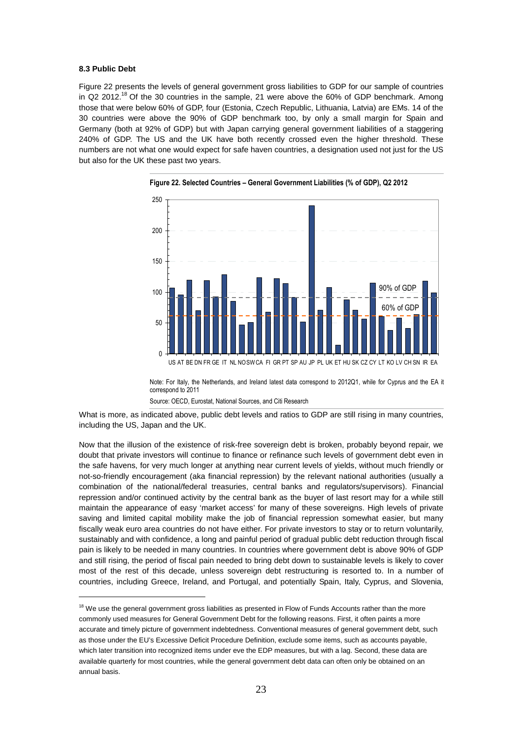### 8.3 Public Debt

Figure 22 presents the levels of general government gross liabilities to GDP for our sample of countries in Q2 2012.[18] Of the 30 countries in the sample, 21 were above the 60% of GDP benchmark. Among those that were below 60% of GDP, four (Estonia, Czech Republic, Lithuania, Latvia) are EMs. 14 of the 30 countries were above the 90% of GDP benchmark too, by only a small margin for Spain and Germany (both at 92% of GDP) but with Japan carrying general government liabilities of a staggering 240% of GDP. The US and the UK have both recently crossed even the higher threshold. These numbers are not what one would expect for safe haven countries, a designation used not just for the US but also for the UK these past two years.

**Figure 22. Selected Countries – General Government Liabilities (% of GDP), Q2 2012**

Note: For Italy, the Netherlands, and Ireland latest data correspond to 2012Q1, while for Cyprus and the EA it correspond to 2011

Source: OECD, Eurostat, National Sources, and Citi Research

What is more, as indicated above, public debt levels and ratios to GDP are still rising in many countries, including the US, Japan and the UK.

Now that the illusion of the existence of risk-free sovereign debt is broken, probably beyond repair, we doubt that private investors will continue to finance or refinance such levels of government debt even in the safe havens, for very much longer at anything near current levels of yields, without much friendly or not-so-friendly encouragement (aka financial repression) by the relevant national authorities (usually a combination of the national/federal treasuries, central banks and regulators/supervisors). Financial repression and/or continued activity by the central bank as the buyer of last resort may for a while still maintain the appearance of easy 'market access' for many of these sovereigns. High levels of private saving and limited capital mobility make the job of financial repression somewhat easier, but many fiscally weak euro area countries do not have either. For private investors to stay or to return voluntarily, sustainably and with confidence, a long and painful period of gradual public debt reduction through fiscal pain is likely to be needed in many countries. In countries where government debt is above 90% of GDP and still rising, the period of fiscal pain needed to bring debt down to sustainable levels is likely to cover most of the rest of this decade, unless sovereign debt restructuring is resorted to. In a number of countries, including Greece, Ireland, and Portugal, and potentially Spain, Italy, Cyprus, and Slovenia,

[18] We use the general government gross liabilities as presented in Flow of Funds Accounts rather than the more commonly used measures for General Government Debt for the following reasons. First, it often paints a more accurate and timely picture of government indebtedness. Conventional measures of general government debt, such as those under the EU's Excessive Deficit Procedure Definition, exclude some items, such as accounts payable, which later transition into recognized items under eve the EDP measures, but with a lag. Second, these data are available quarterly for most countries, while the general government debt data can often only be obtained on an annual basis.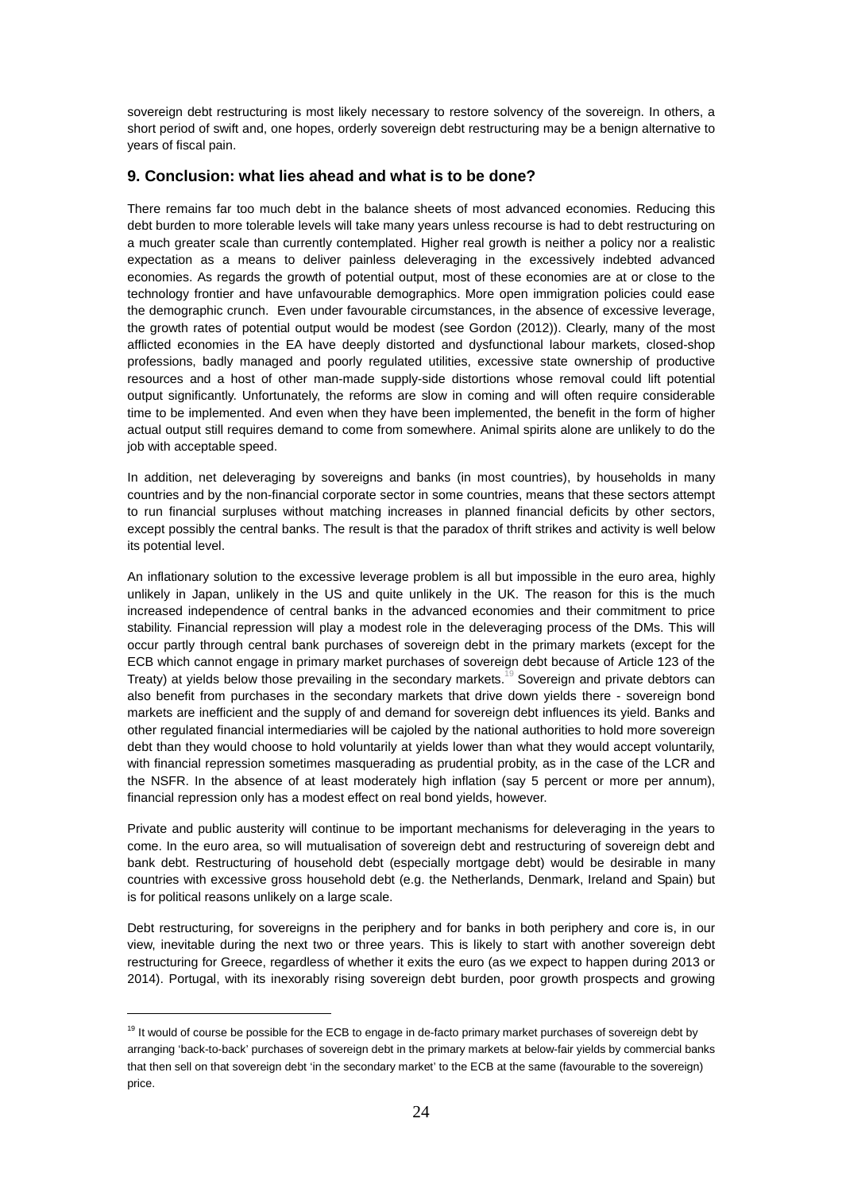sovereign debt restructuring is most likely necessary to restore solvency of the sovereign. In others, a short period of swift and, one hopes, orderly sovereign debt restructuring may be a benign alternative to years of fiscal pain.

## 9. Conclusion: what lies ahead and what is to be done?

There remains far too much debt in the balance sheets of most advanced economies. Reducing this debt burden to more tolerable levels will take many years unless recourse is had to debt restructuring on a much greater scale than currently contemplated. Higher real growth is neither a policy nor a realistic expectation as a means to deliver painless deleveraging in the excessively indebted advanced economies. As regards the growth of potential output, most of these economies are at or close to the technology frontier and have unfavourable demographics. More open immigration policies could ease the demographic crunch. Even under favourable circumstances, in the absence of excessive leverage, the growth rates of potential output would be modest (see Gordon (2012)). Clearly, many of the most afflicted economies in the EA have deeply distorted and dysfunctional labour markets, closed-shop professions, badly managed and poorly regulated utilities, excessive state ownership of productive resources and a host of other man-made supply-side distortions whose removal could lift potential output significantly. Unfortunately, the reforms are slow in coming and will often require considerable time to be implemented. And even when they have been implemented, the benefit in the form of higher actual output still requires demand to come from somewhere. Animal spirits alone are unlikely to do the job with acceptable speed.

In addition, net deleveraging by sovereigns and banks (in most countries), by households in many countries and by the non-financial corporate sector in some countries, means that these sectors attempt to run financial surpluses without matching increases in planned financial deficits by other sectors, except possibly the central banks. The result is that the paradox of thrift strikes and activity is well below its potential level.

An inflationary solution to the excessive leverage problem is all but impossible in the euro area, highly unlikely in Japan, unlikely in the US and quite unlikely in the UK. The reason for this is the much increased independence of central banks in the advanced economies and their commitment to price stability. Financial repression will play a modest role in the deleveraging process of the DMs. This will occur partly through central bank purchases of sovereign debt in the primary markets (except for the ECB which cannot engage in primary market purchases of sovereign debt because of Article 123 of the Treaty) at yields below those prevailing in the secondary markets.[19] Sovereign and private debtors can also benefit from purchases in the secondary markets that drive down yields there - sovereign bond markets are inefficient and the supply of and demand for sovereign debt influences its yield. Banks and other regulated financial intermediaries will be cajoled by the national authorities to hold more sovereign debt than they would choose to hold voluntarily at yields lower than what they would accept voluntarily, with financial repression sometimes masquerading as prudential probity, as in the case of the LCR and the NSFR. In the absence of at least moderately high inflation (say 5 percent or more per annum), financial repression only has a modest effect on real bond yields, however.

Private and public austerity will continue to be important mechanisms for deleveraging in the years to come. In the euro area, so will mutualisation of sovereign debt and restructuring of sovereign debt and bank debt. Restructuring of household debt (especially mortgage debt) would be desirable in many countries with excessive gross household debt (e.g. the Netherlands, Denmark, Ireland and Spain) but is for political reasons unlikely on a large scale.

Debt restructuring, for sovereigns in the periphery and for banks in both periphery and core is, in our view, inevitable during the next two or three years. This is likely to start with another sovereign debt restructuring for Greece, regardless of whether it exits the euro (as we expect to happen during 2013 or 2014). Portugal, with its inexorably rising sovereign debt burden, poor growth prospects and growing

[19] It would of course be possible for the ECB to engage in de-facto primary market purchases of sovereign debt by arranging 'back-to-back' purchases of sovereign debt in the primary markets at below-fair yields by commercial banks that then sell on that sovereign debt 'in the secondary market' to the ECB at the same (favourable to the sovereign) price.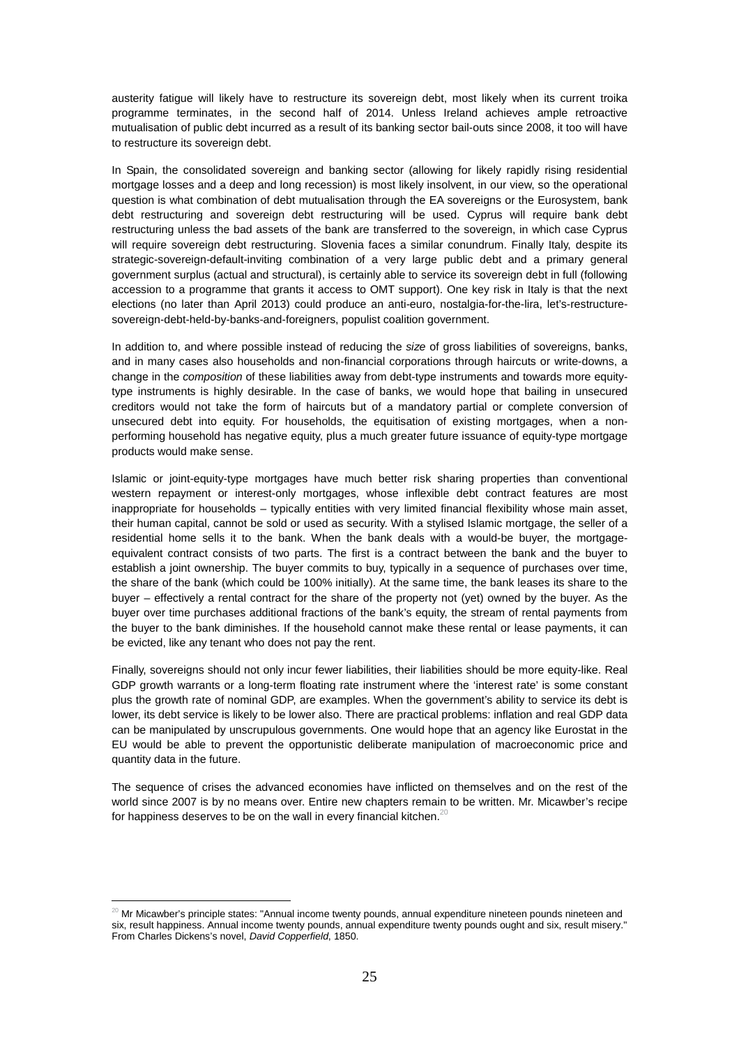austerity fatigue will likely have to restructure its sovereign debt, most likely when its current troika programme terminates, in the second half of 2014. Unless Ireland achieves ample retroactive mutualisation of public debt incurred as a result of its banking sector bail-outs since 2008, it too will have to restructure its sovereign debt.

In Spain, the consolidated sovereign and banking sector (allowing for likely rapidly rising residential mortgage losses and a deep and long recession) is most likely insolvent, in our view, so the operational question is what combination of debt mutualisation through the EA sovereigns or the Eurosystem, bank debt restructuring and sovereign debt restructuring will be used. Cyprus will require bank debt restructuring unless the bad assets of the bank are transferred to the sovereign, in which case Cyprus will require sovereign debt restructuring. Slovenia faces a similar conundrum. Finally Italy, despite its strategic-sovereign-default-inviting combination of a very large public debt and a primary general government surplus (actual and structural), is certainly able to service its sovereign debt in full (following accession to a programme that grants it access to OMT support). One key risk in Italy is that the next elections (no later than April 2013) could produce an anti-euro, nostalgia-for-the-lira, let's-restructure-sovereign-debt-held-by-banks-and-foreigners, populist coalition government.

In addition to, and where possible instead of reducing the *size* of gross liabilities of sovereigns, banks, and in many cases also households and non-financial corporations through haircuts or write-downs, a change in the *composition* of these liabilities away from debt-type instruments and towards more equity-type instruments is highly desirable. In the case of banks, we would hope that bailing in unsecured creditors would not take the form of haircuts but of a mandatory partial or complete conversion of unsecured debt into equity. For households, the equitisation of existing mortgages, when a non-performing household has negative equity, plus a much greater future issuance of equity-type mortgage products would make sense.

Islamic or joint-equity-type mortgages have much better risk sharing properties than conventional western repayment or interest-only mortgages, whose inflexible debt contract features are most inappropriate for households – typically entities with very limited financial flexibility whose main asset, their human capital, cannot be sold or used as security. With a stylised Islamic mortgage, the seller of a residential home sells it to the bank. When the bank deals with a would-be buyer, the mortgage-equivalent contract consists of two parts. The first is a contract between the bank and the buyer to establish a joint ownership. The buyer commits to buy, typically in a sequence of purchases over time, the share of the bank (which could be 100% initially). At the same time, the bank leases its share to the buyer – effectively a rental contract for the share of the property not (yet) owned by the buyer. As the buyer over time purchases additional fractions of the bank's equity, the stream of rental payments from the buyer to the bank diminishes. If the household cannot make these rental or lease payments, it can be evicted, like any tenant who does not pay the rent.

Finally, sovereigns should not only incur fewer liabilities, their liabilities should be more equity-like. Real GDP growth warrants or a long-term floating rate instrument where the 'interest rate' is some constant plus the growth rate of nominal GDP, are examples. When the government's ability to service its debt is lower, its debt service is likely to be lower also. There are practical problems: inflation and real GDP data can be manipulated by unscrupulous governments. One would hope that an agency like Eurostat in the EU would be able to prevent the opportunistic deliberate manipulation of macroeconomic price and quantity data in the future.

The sequence of crises the advanced economies have inflicted on themselves and on the rest of the world since 2007 is by no means over. Entire new chapters remain to be written. Mr. Micawber's recipe for happiness deserves to be on the wall in every financial kitchen.[20]

[20] Mr Micawber's principle states: "Annual income twenty pounds, annual expenditure nineteen pounds nineteen and six, result happiness. Annual income twenty pounds, annual expenditure twenty pounds ought and six, result misery." From Charles Dickens's novel, *David Copperfield*, 1850.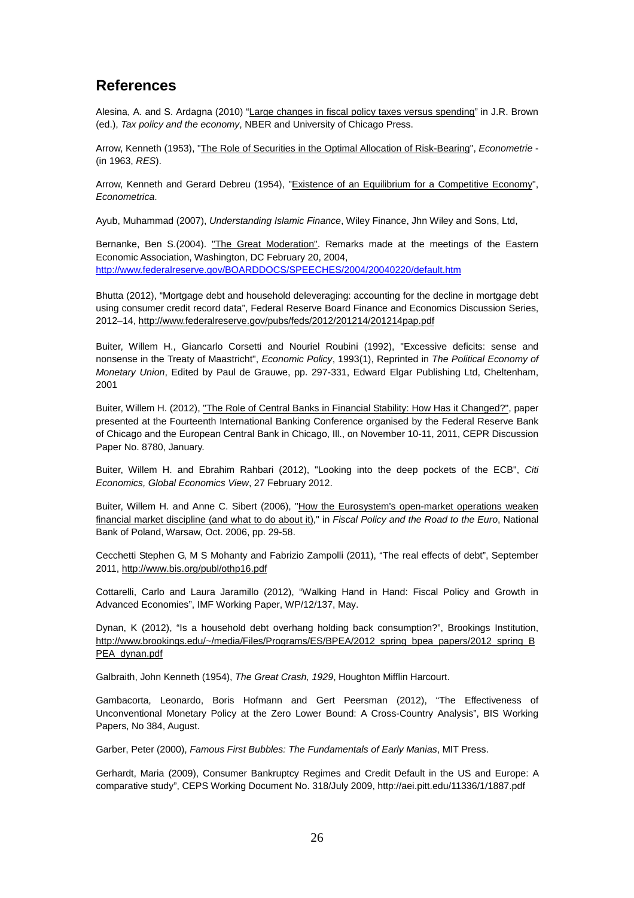## References

Alesina, A. and S. Ardagna (2010) "Large changes in fiscal policy taxes versus spending" in J.R. Brown (ed.), *Tax policy and the economy*, NBER and University of Chicago Press.

Arrow, Kenneth (1953), "The Role of Securities in the Optimal Allocation of Risk-Bearing", *Econometrie* - (in 1963, *RES*).

Arrow, Kenneth and Gerard Debreu (1954), "Existence of an Equilibrium for a Competitive Economy", *Econometrica*.

Ayub, Muhammad (2007), *Understanding Islamic Finance*, Wiley Finance, Jhn Wiley and Sons, Ltd,

Bernanke, Ben S.(2004). "The Great Moderation". Remarks made at the meetings of the Eastern Economic Association, Washington, DC February 20, 2004, http://www.federalreserve.gov/BOARDDOCS/SPEECHES/2004/20040220/default.htm

Bhutta (2012), "Mortgage debt and household deleveraging: accounting for the decline in mortgage debt using consumer credit record data", Federal Reserve Board Finance and Economics Discussion Series, 2012–14, http://www.federalreserve.gov/pubs/feds/2012/201214/201214pap.pdf

Buiter, Willem H., Giancarlo Corsetti and Nouriel Roubini (1992), "Excessive deficits: sense and nonsense in the Treaty of Maastricht", *Economic Policy*, 1993(1), Reprinted in *The Political Economy of Monetary Union*, Edited by Paul de Grauwe, pp. 297-331, Edward Elgar Publishing Ltd, Cheltenham, 2001

Buiter, Willem H. (2012), "The Role of Central Banks in Financial Stability: How Has it Changed?", paper presented at the Fourteenth International Banking Conference organised by the Federal Reserve Bank of Chicago and the European Central Bank in Chicago, Ill., on November 10-11, 2011, CEPR Discussion Paper No. 8780, January.

Buiter, Willem H. and Ebrahim Rahbari (2012), "Looking into the deep pockets of the ECB", *Citi Economics, Global Economics View*, 27 February 2012.

Buiter, Willem H. and Anne C. Sibert (2006), "How the Eurosystem's open-market operations weaken financial market discipline (and what to do about it)," in *Fiscal Policy and the Road to the Euro*, National Bank of Poland, Warsaw, Oct. 2006, pp. 29-58.

Cecchetti Stephen G, M S Mohanty and Fabrizio Zampolli (2011), "The real effects of debt", September 2011, http://www.bis.org/publ/othp16.pdf

Cottarelli, Carlo and Laura Jaramillo (2012), "Walking Hand in Hand: Fiscal Policy and Growth in Advanced Economies", IMF Working Paper, WP/12/137, May.

Dynan, K (2012), "Is a household debt overhang holding back consumption?", Brookings Institution, http://www.brookings.edu/~/media/Files/Programs/ES/BPEA/2012_spring_bpea_papers/2012_spring_BPEA_dynan.pdf

Galbraith, John Kenneth (1954), *The Great Crash, 1929*, Houghton Mifflin Harcourt.

Gambacorta, Leonardo, Boris Hofmann and Gert Peersman (2012), "The Effectiveness of Unconventional Monetary Policy at the Zero Lower Bound: A Cross-Country Analysis", BIS Working Papers, No 384, August.

Garber, Peter (2000), *Famous First Bubbles: The Fundamentals of Early Manias*, MIT Press.

Gerhardt, Maria (2009), Consumer Bankruptcy Regimes and Credit Default in the US and Europe: A comparative study", CEPS Working Document No. 318/July 2009, http://aei.pitt.edu/11336/1/1887.pdf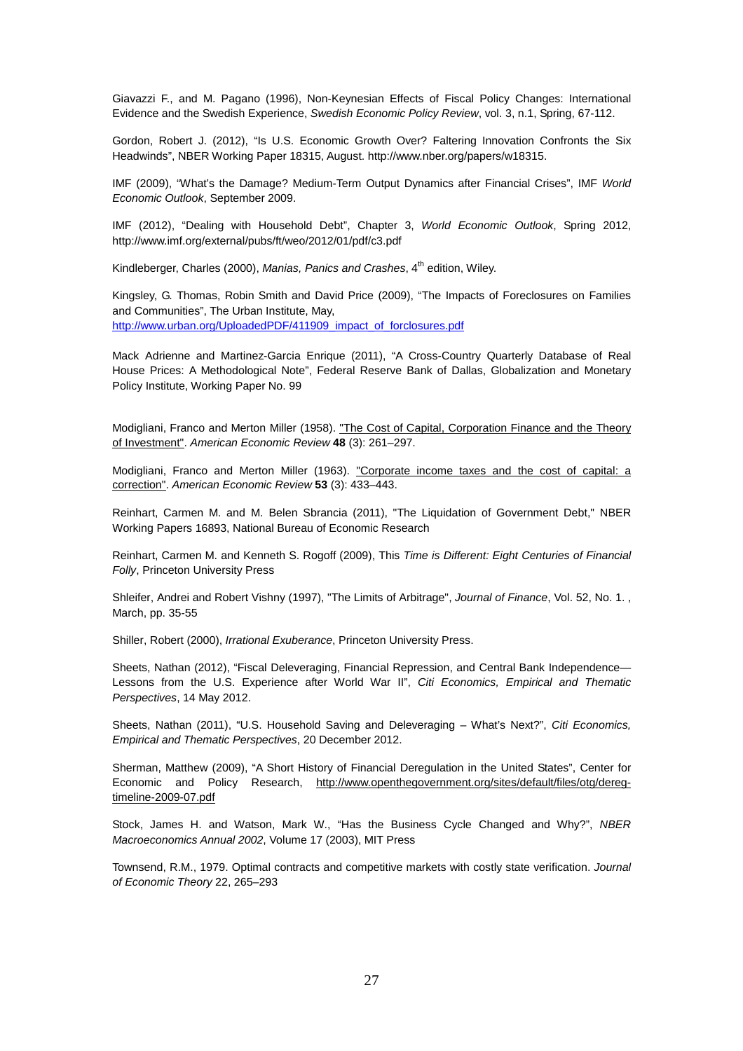Giavazzi F., and M. Pagano (1996), Non-Keynesian Effects of Fiscal Policy Changes: International Evidence and the Swedish Experience, *Swedish Economic Policy Review*, vol. 3, n.1, Spring, 67-112.

Gordon, Robert J. (2012), "Is U.S. Economic Growth Over? Faltering Innovation Confronts the Six Headwinds", NBER Working Paper 18315, August. http://www.nber.org/papers/w18315.

IMF (2009), "What's the Damage? Medium-Term Output Dynamics after Financial Crises", IMF *World Economic Outlook*, September 2009.

IMF (2012), "Dealing with Household Debt", Chapter 3, *World Economic Outlook*, Spring 2012, http://www.imf.org/external/pubs/ft/weo/2012/01/pdf/c3.pdf

Kindleberger, Charles (2000), *Manias, Panics and Crashes*, 4th edition, Wiley.

Kingsley, G. Thomas, Robin Smith and David Price (2009), "The Impacts of Foreclosures on Families and Communities", The Urban Institute, May, http://www.urban.org/UploadedPDF/411909_impact_of_forclosures.pdf

Mack Adrienne and Martinez-Garcia Enrique (2011), "A Cross-Country Quarterly Database of Real House Prices: A Methodological Note", Federal Reserve Bank of Dallas, Globalization and Monetary Policy Institute, Working Paper No. 99

Modigliani, Franco and Merton Miller (1958). "The Cost of Capital, Corporation Finance and the Theory of Investment". *American Economic Review* **48** (3): 261–297.

Modigliani, Franco and Merton Miller (1963). "Corporate income taxes and the cost of capital: a correction". *American Economic Review* **53** (3): 433–443.

Reinhart, Carmen M. and M. Belen Sbrancia (2011), "The Liquidation of Government Debt," NBER Working Papers 16893, National Bureau of Economic Research

Reinhart, Carmen M. and Kenneth S. Rogoff (2009), This *Time is Different: Eight Centuries of Financial Folly*, Princeton University Press

Shleifer, Andrei and Robert Vishny (1997), "The Limits of Arbitrage", *Journal of Finance*, Vol. 52, No. 1. , March, pp. 35-55

Shiller, Robert (2000), *Irrational Exuberance*, Princeton University Press.

Sheets, Nathan (2012), "Fiscal Deleveraging, Financial Repression, and Central Bank Independence—Lessons from the U.S. Experience after World War II", *Citi Economics, Empirical and Thematic Perspectives*, 14 May 2012.

Sheets, Nathan (2011), "U.S. Household Saving and Deleveraging – What's Next?", *Citi Economics, Empirical and Thematic Perspectives*, 20 December 2012.

Sherman, Matthew (2009), "A Short History of Financial Deregulation in the United States", Center for Economic and Policy Research, http://www.openthegovernment.org/sites/default/files/otg/dereg-timeline-2009-07.pdf

Stock, James H. and Watson, Mark W., "Has the Business Cycle Changed and Why?", *NBER Macroeconomics Annual 2002*, Volume 17 (2003), MIT Press

Townsend, R.M., 1979. Optimal contracts and competitive markets with costly state verification. *Journal of Economic Theory* 22, 265–293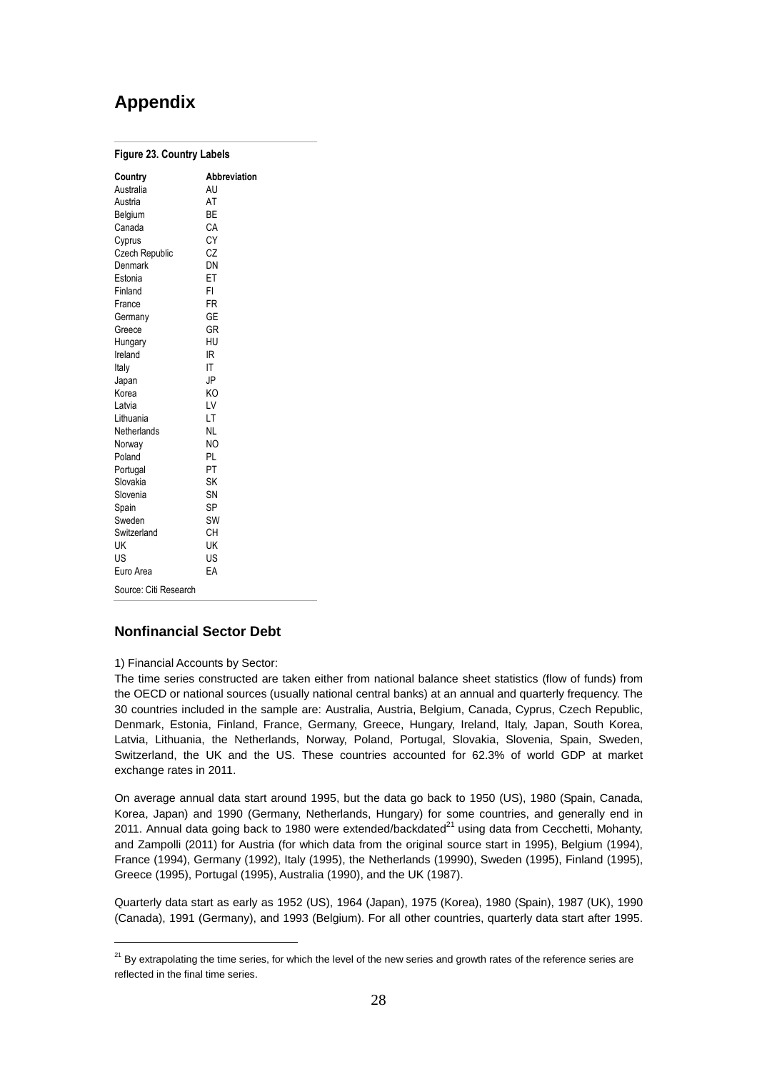# Appendix

**Figure 23. Country Labels**

| Country | Abbreviation |
| --- | --- |
| Australia | AU |
| Austria | AT |
| Belgium | BE |
| Canada | CA |
| Cyprus | CY |
| Czech Republic | CZ |
| Denmark | DN |
| Estonia | ET |
| Finland | FI |
| France | FR |
| Germany | GE |
| Greece | GR |
| Hungary | HU |
| Ireland | IR |
| Italy | IT |
| Japan | JP |
| Korea | KO |
| Latvia | LV |
| Lithuania | LT |
| Netherlands | NL |
| Norway | NO |
| Poland | PL |
| Portugal | PT |
| Slovakia | SK |
| Slovenia | SN |
| Spain | SP |
| Sweden | SW |
| Switzerland | CH |
| UK | UK |
| US | US |
| Euro Area | EA |

Source: Citi Research

## Nonfinancial Sector Debt

1) Financial Accounts by Sector:

The time series constructed are taken either from national balance sheet statistics (flow of funds) from the OECD or national sources (usually national central banks) at an annual and quarterly frequency. The 30 countries included in the sample are: Australia, Austria, Belgium, Canada, Cyprus, Czech Republic, Denmark, Estonia, Finland, France, Germany, Greece, Hungary, Ireland, Italy, Japan, South Korea, Latvia, Lithuania, the Netherlands, Norway, Poland, Portugal, Slovakia, Slovenia, Spain, Sweden, Switzerland, the UK and the US. These countries accounted for 62.3% of world GDP at market exchange rates in 2011.

On average annual data start around 1995, but the data go back to 1950 (US), 1980 (Spain, Canada, Korea, Japan) and 1990 (Germany, Netherlands, Hungary) for some countries, and generally end in 2011. Annual data going back to 1980 were extended/backdated[21] using data from Cecchetti, Mohanty, and Zampolli (2011) for Austria (for which data from the original source start in 1995), Belgium (1994), France (1994), Germany (1992), Italy (1995), the Netherlands (19990), Sweden (1995), Finland (1995), Greece (1995), Portugal (1995), Australia (1990), and the UK (1987).

Quarterly data start as early as 1952 (US), 1964 (Japan), 1975 (Korea), 1980 (Spain), 1987 (UK), 1990 (Canada), 1991 (Germany), and 1993 (Belgium). For all other countries, quarterly data start after 1995.

[21] By extrapolating the time series, for which the level of the new series and growth rates of the reference series are reflected in the final time series.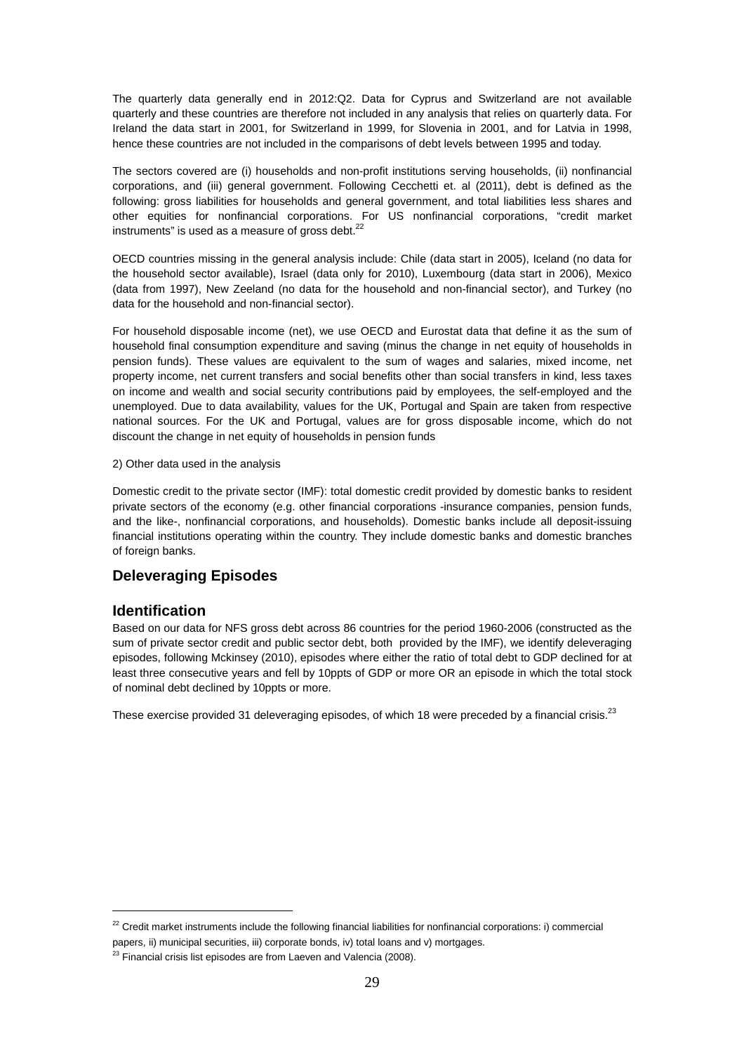The quarterly data generally end in 2012:Q2. Data for Cyprus and Switzerland are not available quarterly and these countries are therefore not included in any analysis that relies on quarterly data. For Ireland the data start in 2001, for Switzerland in 1999, for Slovenia in 2001, and for Latvia in 1998, hence these countries are not included in the comparisons of debt levels between 1995 and today.

The sectors covered are (i) households and non-profit institutions serving households, (ii) nonfinancial corporations, and (iii) general government. Following Cecchetti et. al (2011), debt is defined as the following: gross liabilities for households and general government, and total liabilities less shares and other equities for nonfinancial corporations. For US nonfinancial corporations, "credit market instruments" is used as a measure of gross debt.[22]

OECD countries missing in the general analysis include: Chile (data start in 2005), Iceland (no data for the household sector available), Israel (data only for 2010), Luxembourg (data start in 2006), Mexico (data from 1997), New Zeeland (no data for the household and non-financial sector), and Turkey (no data for the household and non-financial sector).

For household disposable income (net), we use OECD and Eurostat data that define it as the sum of household final consumption expenditure and saving (minus the change in net equity of households in pension funds). These values are equivalent to the sum of wages and salaries, mixed income, net property income, net current transfers and social benefits other than social transfers in kind, less taxes on income and wealth and social security contributions paid by employees, the self-employed and the unemployed. Due to data availability, values for the UK, Portugal and Spain are taken from respective national sources. For the UK and Portugal, values are for gross disposable income, which do not discount the change in net equity of households in pension funds

2) Other data used in the analysis

Domestic credit to the private sector (IMF): total domestic credit provided by domestic banks to resident private sectors of the economy (e.g. other financial corporations -insurance companies, pension funds, and the like-, nonfinancial corporations, and households). Domestic banks include all deposit-issuing financial institutions operating within the country. They include domestic banks and domestic branches of foreign banks.

## Deleveraging Episodes

### Identification

Based on our data for NFS gross debt across 86 countries for the period 1960-2006 (constructed as the sum of private sector credit and public sector debt, both provided by the IMF), we identify deleveraging episodes, following Mckinsey (2010), episodes where either the ratio of total debt to GDP declined for at least three consecutive years and fell by 10ppts of GDP or more OR an episode in which the total stock of nominal debt declined by 10ppts or more.

These exercise provided 31 deleveraging episodes, of which 18 were preceded by a financial crisis.[23]

---

[22] Credit market instruments include the following financial liabilities for nonfinancial corporations: i) commercial papers, ii) municipal securities, iii) corporate bonds, iv) total loans and v) mortgages.

[23] Financial crisis list episodes are from Laeven and Valencia (2008).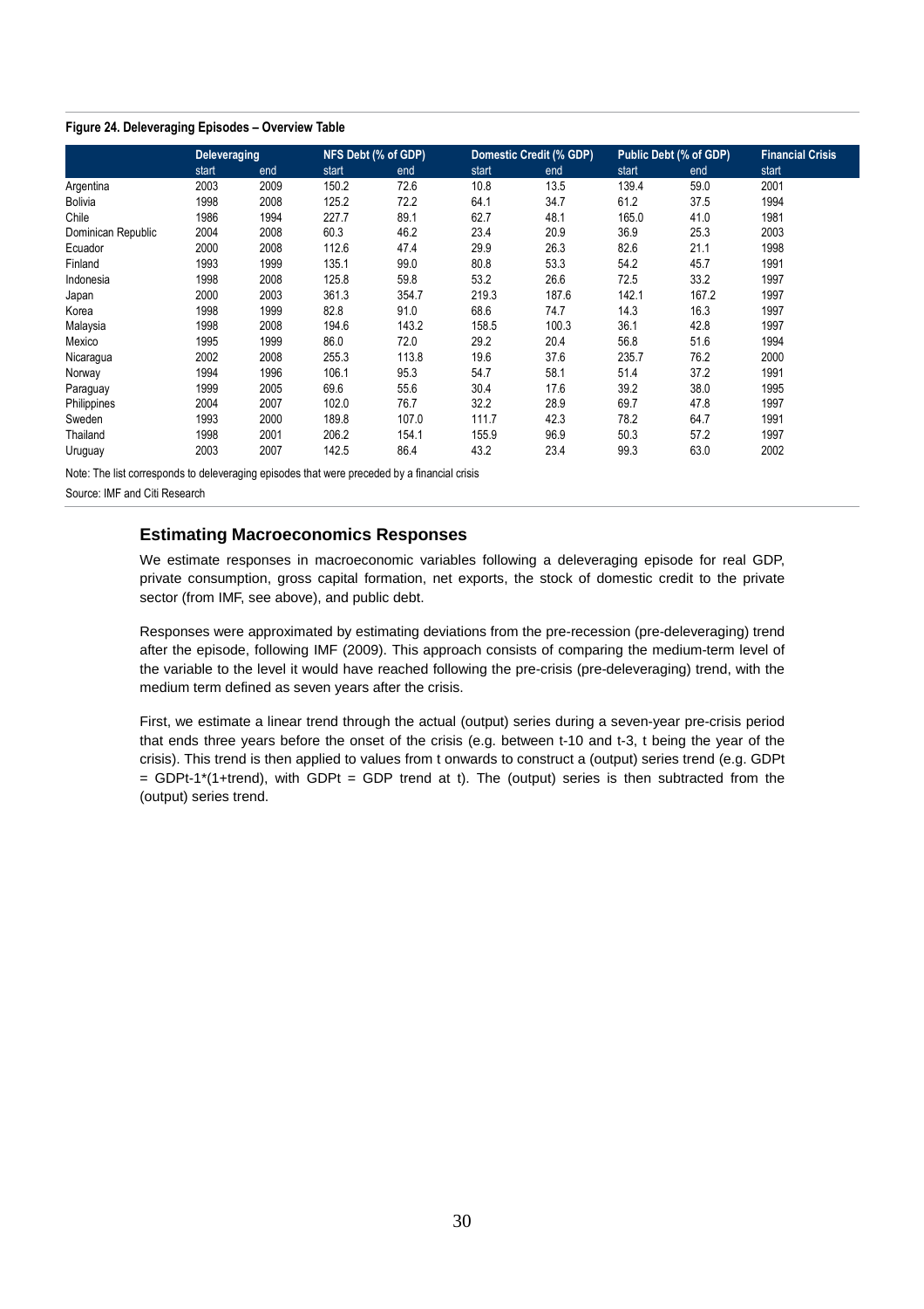**Figure 24. Deleveraging Episodes – Overview Table**

| | Deleveraging | | NFS Debt (% of GDP) | | Domestic Credit (% GDP) | | Public Debt (% of GDP) | | Financial Crisis |
|---|---|---|---|---|---|---|---|---|---|
| | start | end | start | end | start | end | start | end | start |
| Argentina | 2003 | 2009 | 150.2 | 72.6 | 10.8 | 13.5 | 139.4 | 59.0 | 2001 |
| Bolivia | 1998 | 2008 | 125.2 | 72.2 | 64.1 | 34.7 | 61.2 | 37.5 | 1994 |
| Chile | 1986 | 1994 | 227.7 | 89.1 | 62.7 | 48.1 | 165.0 | 41.0 | 1981 |
| Dominican Republic | 2004 | 2008 | 60.3 | 46.2 | 23.4 | 20.9 | 36.9 | 25.3 | 2003 |
| Ecuador | 2000 | 2008 | 112.6 | 47.4 | 29.9 | 26.3 | 82.6 | 21.1 | 1998 |
| Finland | 1993 | 1999 | 135.1 | 99.0 | 80.8 | 53.3 | 54.2 | 45.7 | 1991 |
| Indonesia | 1998 | 2008 | 125.8 | 59.8 | 53.2 | 26.6 | 72.5 | 33.2 | 1997 |
| Japan | 2000 | 2003 | 361.3 | 354.7 | 219.3 | 187.6 | 142.1 | 167.2 | 1997 |
| Korea | 1998 | 1999 | 82.8 | 91.0 | 68.6 | 74.7 | 14.3 | 16.3 | 1997 |
| Malaysia | 1998 | 2008 | 194.6 | 143.2 | 158.5 | 100.3 | 36.1 | 42.8 | 1997 |
| Mexico | 1995 | 1999 | 86.0 | 72.0 | 29.2 | 20.4 | 56.8 | 51.6 | 1994 |
| Nicaragua | 2002 | 2008 | 255.3 | 113.8 | 19.6 | 37.6 | 235.7 | 76.2 | 2000 |
| Norway | 1994 | 1996 | 106.1 | 95.3 | 54.7 | 58.1 | 51.4 | 37.2 | 1991 |
| Paraguay | 1999 | 2005 | 69.6 | 55.6 | 30.4 | 17.6 | 39.2 | 38.0 | 1995 |
| Philippines | 2004 | 2007 | 102.0 | 76.7 | 32.2 | 28.9 | 69.7 | 47.8 | 1997 |
| Sweden | 1993 | 2000 | 189.8 | 107.0 | 111.7 | 42.3 | 78.2 | 64.7 | 1991 |
| Thailand | 1998 | 2001 | 206.2 | 154.1 | 155.9 | 96.9 | 50.3 | 57.2 | 1997 |
| Uruguay | 2003 | 2007 | 142.5 | 86.4 | 43.2 | 23.4 | 99.3 | 63.0 | 2002 |

Note: The list corresponds to deleveraging episodes that were preceded by a financial crisis

Source: IMF and Citi Research

### Estimating Macroeconomics Responses

We estimate responses in macroeconomic variables following a deleveraging episode for real GDP, private consumption, gross capital formation, net exports, the stock of domestic credit to the private sector (from IMF, see above), and public debt.

Responses were approximated by estimating deviations from the pre-recession (pre-deleveraging) trend after the episode, following IMF (2009). This approach consists of comparing the medium-term level of the variable to the level it would have reached following the pre-crisis (pre-deleveraging) trend, with the medium term defined as seven years after the crisis.

First, we estimate a linear trend through the actual (output) series during a seven-year pre-crisis period that ends three years before the onset of the crisis (e.g. between t-10 and t-3, t being the year of the crisis). This trend is then applied to values from t onwards to construct a (output) series trend (e.g. $GDP_t = GDP_{t-1}*(1+trend)$, with $GDP_t$ = GDP trend at t). The (output) series is then subtracted from the (output) series trend.